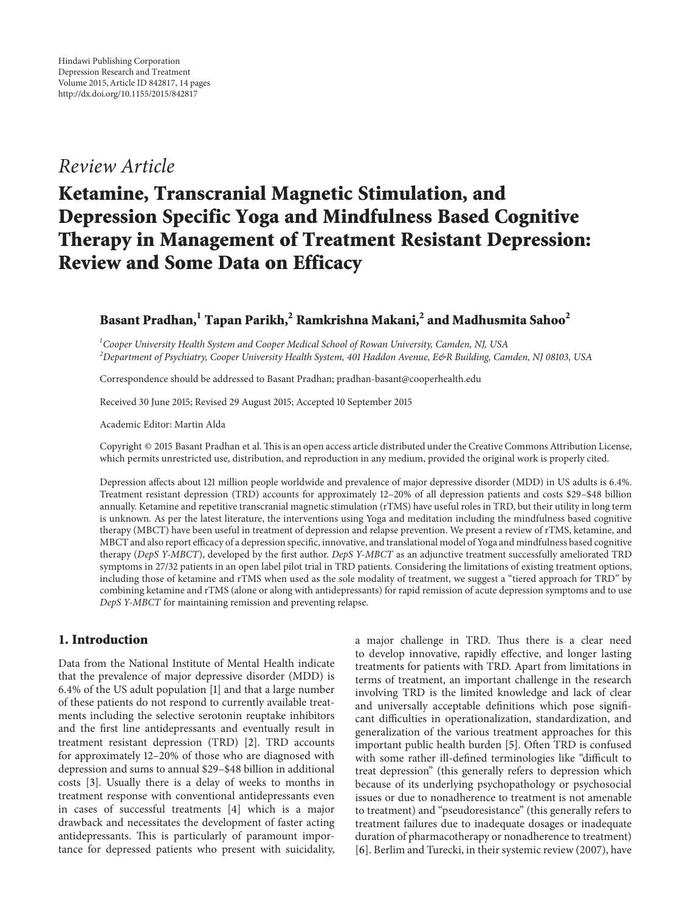*Review Article*

# Ketamine, Transcranial Magnetic Stimulation, and Depression Specific Yoga and Mindfulness Based Cognitive Therapy in Management of Treatment Resistant Depression: Review and Some Data on Efficacy

**Basant Pradhan,[1] Tapan Parikh,[2] Ramkrishna Makani,[2] and Madhusmita Sahoo[2]**

[1]*Cooper University Health System and Cooper Medical School of Rowan University, Camden, NJ, USA*
[2]*Department of Psychiatry, Cooper University Health System, 401 Haddon Avenue, E&R Building, Camden, NJ 08103, USA*

Correspondence should be addressed to Basant Pradhan; pradhan-basant@cooperhealth.edu

Received 30 June 2015; Revised 29 August 2015; Accepted 10 September 2015

Academic Editor: Martin Alda

Copyright © 2015 Basant Pradhan et al. This is an open access article distributed under the Creative Commons Attribution License, which permits unrestricted use, distribution, and reproduction in any medium, provided the original work is properly cited.

Depression affects about 121 million people worldwide and prevalence of major depressive disorder (MDD) in US adults is 6.4%. Treatment resistant depression (TRD) accounts for approximately 12–20% of all depression patients and costs $29–$48 billion annually. Ketamine and repetitive transcranial magnetic stimulation (rTMS) have useful roles in TRD, but their utility in long term is unknown. As per the latest literature, the interventions using Yoga and meditation including the mindfulness based cognitive therapy (MBCT) have been useful in treatment of depression and relapse prevention. We present a review of rTMS, ketamine, and MBCT and also report efficacy of a depression specific, innovative, and translational model of Yoga and mindfulness based cognitive therapy (*DepS Y-MBCT*), developed by the first author. *DepS Y-MBCT* as an adjunctive treatment successfully ameliorated TRD symptoms in 27/32 patients in an open label pilot trial in TRD patients. Considering the limitations of existing treatment options, including those of ketamine and rTMS when used as the sole modality of treatment, we suggest a "tiered approach for TRD" by combining ketamine and rTMS (alone or along with antidepressants) for rapid remission of acute depression symptoms and to use *DepS Y-MBCT* for maintaining remission and preventing relapse.

## 1. Introduction

Data from the National Institute of Mental Health indicate that the prevalence of major depressive disorder (MDD) is 6.4% of the US adult population [1] and that a large number of these patients do not respond to currently available treatments including the selective serotonin reuptake inhibitors and the first line antidepressants and eventually result in treatment resistant depression (TRD) [2]. TRD accounts for approximately 12–20% of those who are diagnosed with depression and sums to annual $29–$48 billion in additional costs [3]. Usually there is a delay of weeks to months in treatment response with conventional antidepressants even in cases of successful treatments [4] which is a major drawback and necessitates the development of faster acting antidepressants. This is particularly of paramount importance for depressed patients who present with suicidality, a major challenge in TRD. Thus there is a clear need to develop innovative, rapidly effective, and longer lasting treatments for patients with TRD. Apart from limitations in terms of treatment, an important challenge in the research involving TRD is the limited knowledge and lack of clear and universally acceptable definitions which pose significant difficulties in operationalization, standardization, and generalization of the various treatment approaches for this important public health burden [5]. Often TRD is confused with some rather ill-defined terminologies like "difficult to treat depression" (this generally refers to depression which because of its underlying psychopathology or psychosocial issues or due to nonadherence to treatment is not amenable to treatment) and "pseudoresistance" (this generally refers to treatment failures due to inadequate dosages or inadequate duration of pharmacotherapy or nonadherence to treatment) [6]. Berlim and Turecki, in their systemic review (2007), have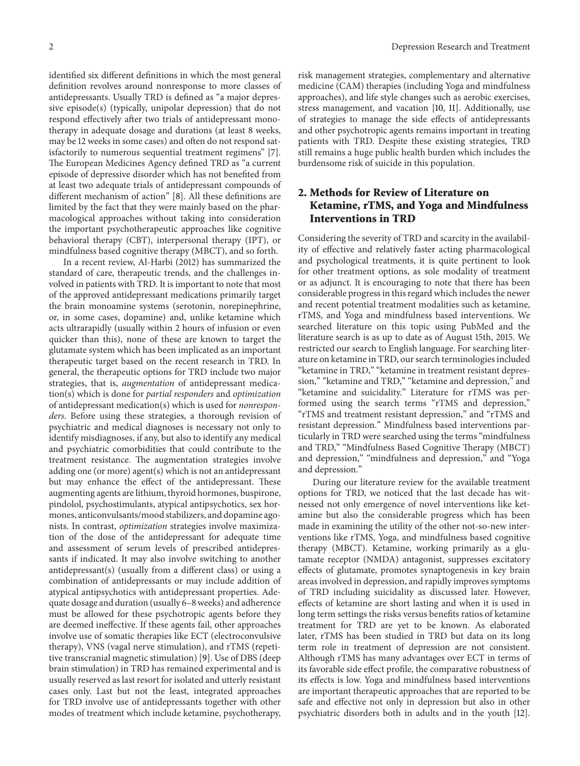identified six different definitions in which the most general definition revolves around nonresponse to more classes of antidepressants. Usually TRD is defined as "a major depressive episode(s) (typically, unipolar depression) that do not respond effectively after two trials of antidepressant monotherapy in adequate dosage and durations (at least 8 weeks, may be 12 weeks in some cases) and often do not respond satisfactorily to numerous sequential treatment regimens" [7]. The European Medicines Agency defined TRD as "a current episode of depressive disorder which has not benefited from at least two adequate trials of antidepressant compounds of different mechanism of action" [8]. All these definitions are limited by the fact that they were mainly based on the pharmacological approaches without taking into consideration the important psychotherapeutic approaches like cognitive behavioral therapy (CBT), interpersonal therapy (IPT), or mindfulness based cognitive therapy (MBCT), and so forth.

In a recent review, Al-Harbi (2012) has summarized the standard of care, therapeutic trends, and the challenges involved in patients with TRD. It is important to note that most of the approved antidepressant medications primarily target the brain monoamine systems (serotonin, norepinephrine, or, in some cases, dopamine) and, unlike ketamine which acts ultrarapidly (usually within 2 hours of infusion or even quicker than this), none of these are known to target the glutamate system which has been implicated as an important therapeutic target based on the recent research in TRD. In general, the therapeutic options for TRD include two major strategies, that is, *augmentation* of antidepressant medication(s) which is done for *partial responders* and *optimization* of antidepressant medication(s) which is used for *nonresponders*. Before using these strategies, a thorough revision of psychiatric and medical diagnoses is necessary not only to identify misdiagnoses, if any, but also to identify any medical and psychiatric comorbidities that could contribute to the treatment resistance. The augmentation strategies involve adding one (or more) agent(s) which is not an antidepressant but may enhance the effect of the antidepressant. These augmenting agents are lithium, thyroid hormones, buspirone, pindolol, psychostimulants, atypical antipsychotics, sex hormones, anticonvulsants/mood stabilizers, and dopamine agonists. In contrast, *optimization* strategies involve maximization of the dose of the antidepressant for adequate time and assessment of serum levels of prescribed antidepressants if indicated. It may also involve switching to another antidepressant(s) (usually from a different class) or using a combination of antidepressants or may include addition of atypical antipsychotics with antidepressant properties. Adequate dosage and duration (usually 6–8 weeks) and adherence must be allowed for these psychotropic agents before they are deemed ineffective. If these agents fail, other approaches involve use of somatic therapies like ECT (electroconvulsive therapy), VNS (vagal nerve stimulation), and rTMS (repetitive transcranial magnetic stimulation) [9]. Use of DBS (deep brain stimulation) in TRD has remained experimental and is usually reserved as last resort for isolated and utterly resistant cases only. Last but not the least, integrated approaches for TRD involve use of antidepressants together with other modes of treatment which include ketamine, psychotherapy, risk management strategies, complementary and alternative medicine (CAM) therapies (including Yoga and mindfulness approaches), and life style changes such as aerobic exercises, stress management, and vacation [10, 11]. Additionally, use of strategies to manage the side effects of antidepressants and other psychotropic agents remains important in treating patients with TRD. Despite these existing strategies, TRD still remains a huge public health burden which includes the burdensome risk of suicide in this population.

## 2. Methods for Review of Literature on Ketamine, rTMS, and Yoga and Mindfulness Interventions in TRD

Considering the severity of TRD and scarcity in the availability of effective and relatively faster acting pharmacological and psychological treatments, it is quite pertinent to look for other treatment options, as sole modality of treatment or as adjunct. It is encouraging to note that there has been considerable progress in this regard which includes the newer and recent potential treatment modalities such as ketamine, rTMS, and Yoga and mindfulness based interventions. We searched literature on this topic using PubMed and the literature search is as up to date as of August 15th, 2015. We restricted our search to English language. For searching literature on ketamine in TRD, our search terminologies included "ketamine in TRD," "ketamine in treatment resistant depression," "ketamine and TRD," "ketamine and depression," and "ketamine and suicidality." Literature for rTMS was performed using the search terms "rTMS and depression," "rTMS and treatment resistant depression," and "rTMS and resistant depression." Mindfulness based interventions particularly in TRD were searched using the terms "mindfulness and TRD," "Mindfulness Based Cognitive Therapy (MBCT) and depression," "mindfulness and depression," and "Yoga and depression."

During our literature review for the available treatment options for TRD, we noticed that the last decade has witnessed not only emergence of novel interventions like ketamine but also the considerable progress which has been made in examining the utility of the other not-so-new interventions like rTMS, Yoga, and mindfulness based cognitive therapy (MBCT). Ketamine, working primarily as a glutamate receptor (NMDA) antagonist, suppresses excitatory effects of glutamate, promotes synaptogenesis in key brain areas involved in depression, and rapidly improves symptoms of TRD including suicidality as discussed later. However, effects of ketamine are short lasting and when it is used in long term settings the risks versus benefits ratios of ketamine treatment for TRD are yet to be known. As elaborated later, rTMS has been studied in TRD but data on its long term role in treatment of depression are not consistent. Although rTMS has many advantages over ECT in terms of its favorable side effect profile, the comparative robustness of its effects is low. Yoga and mindfulness based interventions are important therapeutic approaches that are reported to be safe and effective not only in depression but also in other psychiatric disorders both in adults and in the youth [12].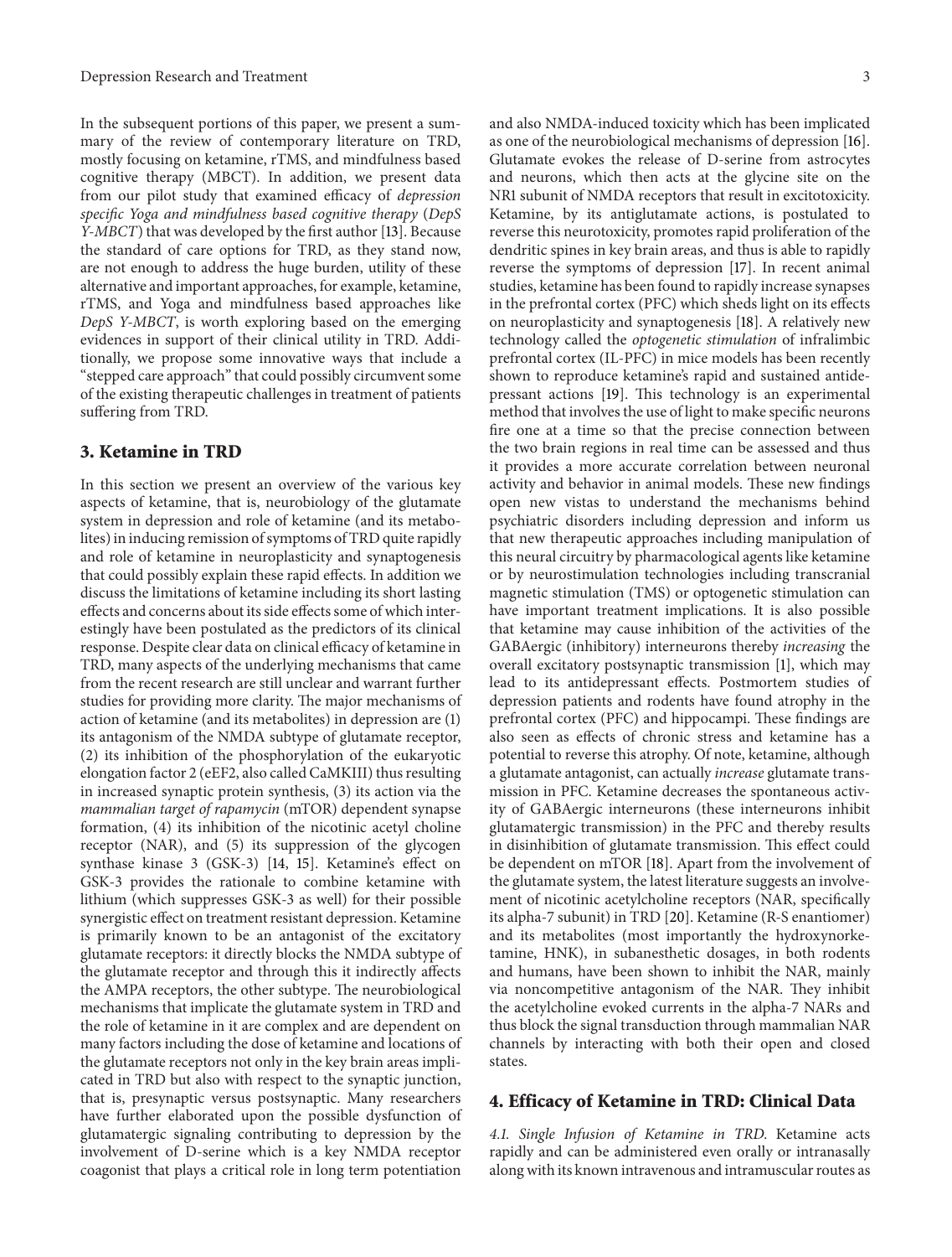In the subsequent portions of this paper, we present a summary of the review of contemporary literature on TRD, mostly focusing on ketamine, rTMS, and mindfulness based cognitive therapy (MBCT). In addition, we present data from our pilot study that examined efficacy of *depression specific Yoga and mindfulness based cognitive therapy* (*DepS Y-MBCT*) that was developed by the first author [13]. Because the standard of care options for TRD, as they stand now, are not enough to address the huge burden, utility of these alternative and important approaches, for example, ketamine, rTMS, and Yoga and mindfulness based approaches like *DepS Y-MBCT*, is worth exploring based on the emerging evidences in support of their clinical utility in TRD. Additionally, we propose some innovative ways that include a "stepped care approach" that could possibly circumvent some of the existing therapeutic challenges in treatment of patients suffering from TRD.

## 3. Ketamine in TRD

In this section we present an overview of the various key aspects of ketamine, that is, neurobiology of the glutamate system in depression and role of ketamine (and its metabolites) in inducing remission of symptoms of TRD quite rapidly and role of ketamine in neuroplasticity and synaptogenesis that could possibly explain these rapid effects. In addition we discuss the limitations of ketamine including its short lasting effects and concerns about its side effects some of which interestingly have been postulated as the predictors of its clinical response. Despite clear data on clinical efficacy of ketamine in TRD, many aspects of the underlying mechanisms that came from the recent research are still unclear and warrant further studies for providing more clarity. The major mechanisms of action of ketamine (and its metabolites) in depression are (1) its antagonism of the NMDA subtype of glutamate receptor, (2) its inhibition of the phosphorylation of the eukaryotic elongation factor 2 (eEF2, also called CaMKIII) thus resulting in increased synaptic protein synthesis, (3) its action via the *mammalian target of rapamycin* (mTOR) dependent synapse formation, (4) its inhibition of the nicotinic acetyl choline receptor (NAR), and (5) its suppression of the glycogen synthase kinase 3 (GSK-3) [14, 15]. Ketamine's effect on GSK-3 provides the rationale to combine ketamine with lithium (which suppresses GSK-3 as well) for their possible synergistic effect on treatment resistant depression. Ketamine is primarily known to be an antagonist of the excitatory glutamate receptors: it directly blocks the NMDA subtype of the glutamate receptor and through this it indirectly affects the AMPA receptors, the other subtype. The neurobiological mechanisms that implicate the glutamate system in TRD and the role of ketamine in it are complex and are dependent on many factors including the dose of ketamine and locations of the glutamate receptors not only in the key brain areas implicated in TRD but also with respect to the synaptic junction, that is, presynaptic versus postsynaptic. Many researchers have further elaborated upon the possible dysfunction of glutamatergic signaling contributing to depression by the involvement of D-serine which is a key NMDA receptor coagonist that plays a critical role in long term potentiation and also NMDA-induced toxicity which has been implicated as one of the neurobiological mechanisms of depression [16]. Glutamate evokes the release of D-serine from astrocytes and neurons, which then acts at the glycine site on the NR1 subunit of NMDA receptors that result in excitotoxicity. Ketamine, by its antiglutamate actions, is postulated to reverse this neurotoxicity, promotes rapid proliferation of the dendritic spines in key brain areas, and thus is able to rapidly reverse the symptoms of depression [17]. In recent animal studies, ketamine has been found to rapidly increase synapses in the prefrontal cortex (PFC) which sheds light on its effects on neuroplasticity and synaptogenesis [18]. A relatively new technology called the *optogenetic stimulation* of infralimbic prefrontal cortex (IL-PFC) in mice models has been recently shown to reproduce ketamine's rapid and sustained antidepressant actions [19]. This technology is an experimental method that involves the use of light to make specific neurons fire one at a time so that the precise connection between the two brain regions in real time can be assessed and thus it provides a more accurate correlation between neuronal activity and behavior in animal models. These new findings open new vistas to understand the mechanisms behind psychiatric disorders including depression and inform us that new therapeutic approaches including manipulation of this neural circuitry by pharmacological agents like ketamine or by neurostimulation technologies including transcranial magnetic stimulation (TMS) or optogenetic stimulation can have important treatment implications. It is also possible that ketamine may cause inhibition of the activities of the GABAergic (inhibitory) interneurons thereby *increasing* the overall excitatory postsynaptic transmission [1], which may lead to its antidepressant effects. Postmortem studies of depression patients and rodents have found atrophy in the prefrontal cortex (PFC) and hippocampi. These findings are also seen as effects of chronic stress and ketamine has a potential to reverse this atrophy. Of note, ketamine, although a glutamate antagonist, can actually *increase* glutamate transmission in PFC. Ketamine decreases the spontaneous activity of GABAergic interneurons (these interneurons inhibit glutamatergic transmission) in the PFC and thereby results in disinhibition of glutamate transmission. This effect could be dependent on mTOR [18]. Apart from the involvement of the glutamate system, the latest literature suggests an involvement of nicotinic acetylcholine receptors (NAR, specifically its alpha-7 subunit) in TRD [20]. Ketamine (R-S enantiomer) and its metabolites (most importantly the hydroxynorketamine, HNK), in subanesthetic dosages, in both rodents and humans, have been shown to inhibit the NAR, mainly via noncompetitive antagonism of the NAR. They inhibit the acetylcholine evoked currents in the alpha-7 NARs and thus block the signal transduction through mammalian NAR channels by interacting with both their open and closed states.

## 4. Efficacy of Ketamine in TRD: Clinical Data

*4.1. Single Infusion of Ketamine in TRD.* Ketamine acts rapidly and can be administered even orally or intranasally along with its known intravenous and intramuscular routes as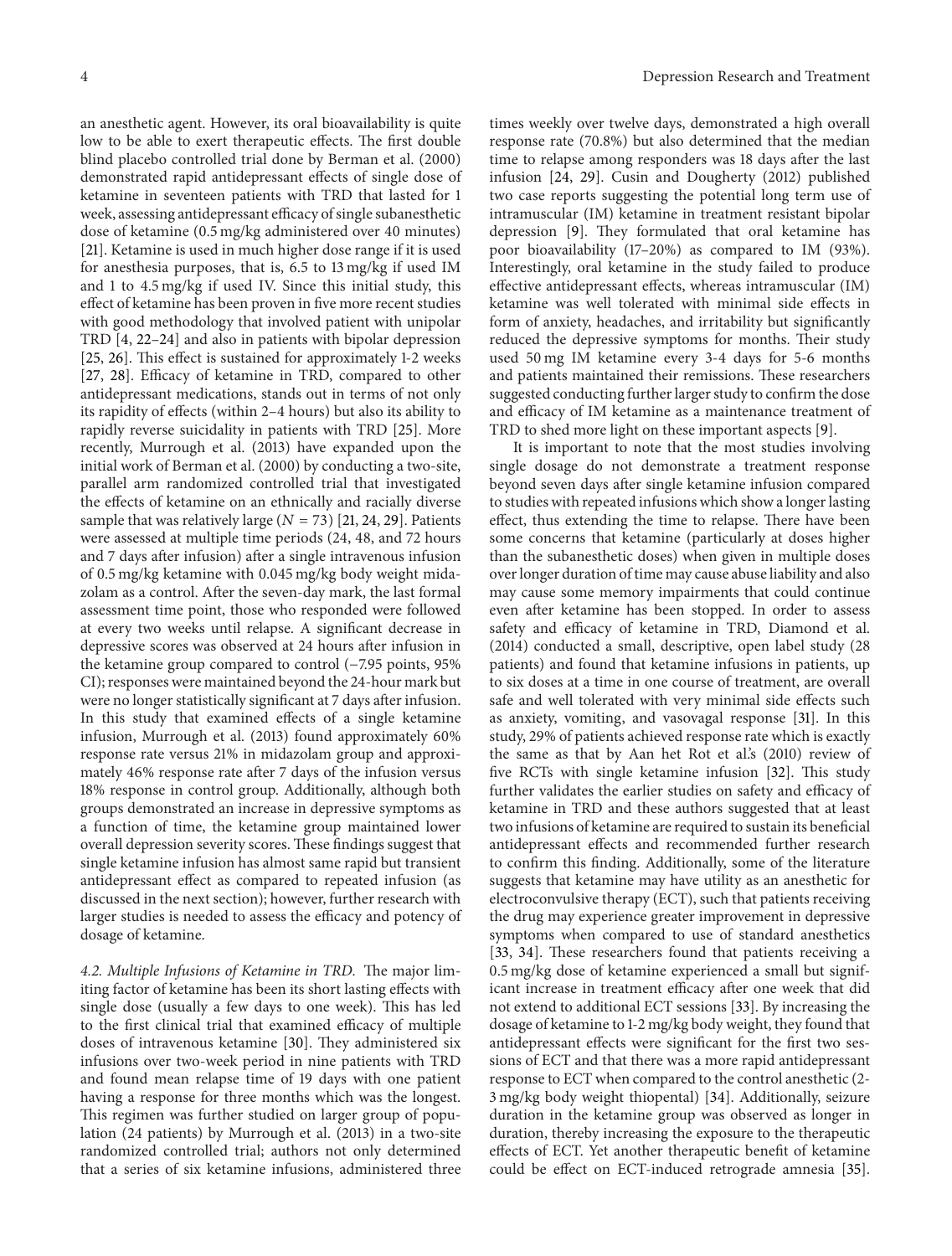an anesthetic agent. However, its oral bioavailability is quite low to be able to exert therapeutic effects. The first double blind placebo controlled trial done by Berman et al. (2000) demonstrated rapid antidepressant effects of single dose of ketamine in seventeen patients with TRD that lasted for 1 week, assessing antidepressant efficacy of single subanesthetic dose of ketamine (0.5 mg/kg administered over 40 minutes) [21]. Ketamine is used in much higher dose range if it is used for anesthesia purposes, that is, 6.5 to 13 mg/kg if used IM and 1 to 4.5 mg/kg if used IV. Since this initial study, this effect of ketamine has been proven in five more recent studies with good methodology that involved patient with unipolar TRD [4, 22–24] and also in patients with bipolar depression [25, 26]. This effect is sustained for approximately 1-2 weeks [27, 28]. Efficacy of ketamine in TRD, compared to other antidepressant medications, stands out in terms of not only its rapidity of effects (within 2–4 hours) but also its ability to rapidly reverse suicidality in patients with TRD [25]. More recently, Murrough et al. (2013) have expanded upon the initial work of Berman et al. (2000) by conducting a two-site, parallel arm randomized controlled trial that investigated the effects of ketamine on an ethnically and racially diverse sample that was relatively large ($N = 73$) [21, 24, 29]. Patients were assessed at multiple time periods (24, 48, and 72 hours and 7 days after infusion) after a single intravenous infusion of 0.5 mg/kg ketamine with 0.045 mg/kg body weight midazolam as a control. After the seven-day mark, the last formal assessment time point, those who responded were followed at every two weeks until relapse. A significant decrease in depressive scores was observed at 24 hours after infusion in the ketamine group compared to control (−7.95 points, 95% CI); responses were maintained beyond the 24-hour mark but were no longer statistically significant at 7 days after infusion. In this study that examined effects of a single ketamine infusion, Murrough et al. (2013) found approximately 60% response rate versus 21% in midazolam group and approximately 46% response rate after 7 days of the infusion versus 18% response in control group. Additionally, although both groups demonstrated an increase in depressive symptoms as a function of time, the ketamine group maintained lower overall depression severity scores. These findings suggest that single ketamine infusion has almost same rapid but transient antidepressant effect as compared to repeated infusion (as discussed in the next section); however, further research with larger studies is needed to assess the efficacy and potency of dosage of ketamine.

*4.2. Multiple Infusions of Ketamine in TRD.* The major limiting factor of ketamine has been its short lasting effects with single dose (usually a few days to one week). This has led to the first clinical trial that examined efficacy of multiple doses of intravenous ketamine [30]. They administered six infusions over two-week period in nine patients with TRD and found mean relapse time of 19 days with one patient having a response for three months which was the longest. This regimen was further studied on larger group of population (24 patients) by Murrough et al. (2013) in a two-site randomized controlled trial; authors not only determined that a series of six ketamine infusions, administered three times weekly over twelve days, demonstrated a high overall response rate (70.8%) but also determined that the median time to relapse among responders was 18 days after the last infusion [24, 29]. Cusin and Dougherty (2012) published two case reports suggesting the potential long term use of intramuscular (IM) ketamine in treatment resistant bipolar depression [9]. They formulated that oral ketamine has poor bioavailability (17–20%) as compared to IM (93%). Interestingly, oral ketamine in the study failed to produce effective antidepressant effects, whereas intramuscular (IM) ketamine was well tolerated with minimal side effects in form of anxiety, headaches, and irritability but significantly reduced the depressive symptoms for months. Their study used 50 mg IM ketamine every 3-4 days for 5-6 months and patients maintained their remissions. These researchers suggested conducting further larger study to confirm the dose and efficacy of IM ketamine as a maintenance treatment of TRD to shed more light on these important aspects [9].

It is important to note that the most studies involving single dosage do not demonstrate a treatment response beyond seven days after single ketamine infusion compared to studies with repeated infusions which show a longer lasting effect, thus extending the time to relapse. There have been some concerns that ketamine (particularly at doses higher than the subanesthetic doses) when given in multiple doses over longer duration of time may cause abuse liability and also may cause some memory impairments that could continue even after ketamine has been stopped. In order to assess safety and efficacy of ketamine in TRD, Diamond et al. (2014) conducted a small, descriptive, open label study (28 patients) and found that ketamine infusions in patients, up to six doses at a time in one course of treatment, are overall safe and well tolerated with very minimal side effects such as anxiety, vomiting, and vasovagal response [31]. In this study, 29% of patients achieved response rate which is exactly the same as that by Aan het Rot et al.'s (2010) review of five RCTs with single ketamine infusion [32]. This study further validates the earlier studies on safety and efficacy of ketamine in TRD and these authors suggested that at least two infusions of ketamine are required to sustain its beneficial antidepressant effects and recommended further research to confirm this finding. Additionally, some of the literature suggests that ketamine may have utility as an anesthetic for electroconvulsive therapy (ECT), such that patients receiving the drug may experience greater improvement in depressive symptoms when compared to use of standard anesthetics [33, 34]. These researchers found that patients receiving a 0.5 mg/kg dose of ketamine experienced a small but significant increase in treatment efficacy after one week that did not extend to additional ECT sessions [33]. By increasing the dosage of ketamine to 1-2 mg/kg body weight, they found that antidepressant effects were significant for the first two sessions of ECT and that there was a more rapid antidepressant response to ECT when compared to the control anesthetic (2-3 mg/kg body weight thiopental) [34]. Additionally, seizure duration in the ketamine group was observed as longer in duration, thereby increasing the exposure to the therapeutic effects of ECT. Yet another therapeutic benefit of ketamine could be effect on ECT-induced retrograde amnesia [35].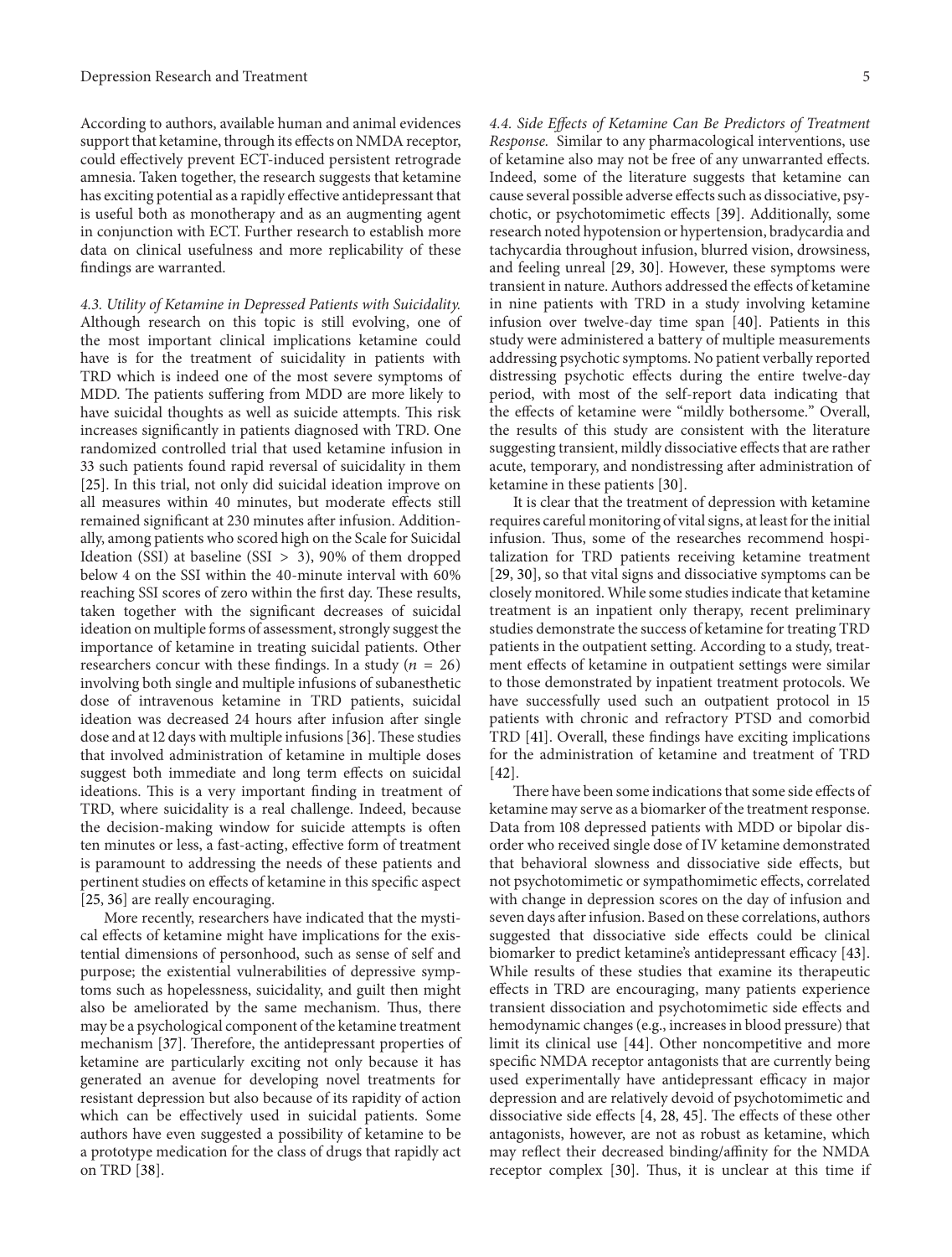According to authors, available human and animal evidences support that ketamine, through its effects on NMDA receptor, could effectively prevent ECT-induced persistent retrograde amnesia. Taken together, the research suggests that ketamine has exciting potential as a rapidly effective antidepressant that is useful both as monotherapy and as an augmenting agent in conjunction with ECT. Further research to establish more data on clinical usefulness and more replicability of these findings are warranted.

*4.3. Utility of Ketamine in Depressed Patients with Suicidality.* Although research on this topic is still evolving, one of the most important clinical implications ketamine could have is for the treatment of suicidality in patients with TRD which is indeed one of the most severe symptoms of MDD. The patients suffering from MDD are more likely to have suicidal thoughts as well as suicide attempts. This risk increases significantly in patients diagnosed with TRD. One randomized controlled trial that used ketamine infusion in 33 such patients found rapid reversal of suicidality in them [25]. In this trial, not only did suicidal ideation improve on all measures within 40 minutes, but moderate effects still remained significant at 230 minutes after infusion. Additionally, among patients who scored high on the Scale for Suicidal Ideation (SSI) at baseline (SSI $> 3$), 90% of them dropped below 4 on the SSI within the 40-minute interval with 60% reaching SSI scores of zero within the first day. These results, taken together with the significant decreases of suicidal ideation on multiple forms of assessment, strongly suggest the importance of ketamine in treating suicidal patients. Other researchers concur with these findings. In a study ($n = 26$) involving both single and multiple infusions of subanesthetic dose of intravenous ketamine in TRD patients, suicidal ideation was decreased 24 hours after infusion after single dose and at 12 days with multiple infusions [36]. These studies that involved administration of ketamine in multiple doses suggest both immediate and long term effects on suicidal ideations. This is a very important finding in treatment of TRD, where suicidality is a real challenge. Indeed, because the decision-making window for suicide attempts is often ten minutes or less, a fast-acting, effective form of treatment is paramount to addressing the needs of these patients and pertinent studies on effects of ketamine in this specific aspect [25, 36] are really encouraging.

More recently, researchers have indicated that the mystical effects of ketamine might have implications for the existential dimensions of personhood, such as sense of self and purpose; the existential vulnerabilities of depressive symptoms such as hopelessness, suicidality, and guilt then might also be ameliorated by the same mechanism. Thus, there may be a psychological component of the ketamine treatment mechanism [37]. Therefore, the antidepressant properties of ketamine are particularly exciting not only because it has generated an avenue for developing novel treatments for resistant depression but also because of its rapidity of action which can be effectively used in suicidal patients. Some authors have even suggested a possibility of ketamine to be a prototype medication for the class of drugs that rapidly act on TRD [38].

*4.4. Side Effects of Ketamine Can Be Predictors of Treatment Response.* Similar to any pharmacological interventions, use of ketamine also may not be free of any unwarranted effects. Indeed, some of the literature suggests that ketamine can cause several possible adverse effects such as dissociative, psychotic, or psychotomimetic effects [39]. Additionally, some research noted hypotension or hypertension, bradycardia and tachycardia throughout infusion, blurred vision, drowsiness, and feeling unreal [29, 30]. However, these symptoms were transient in nature. Authors addressed the effects of ketamine in nine patients with TRD in a study involving ketamine infusion over twelve-day time span [40]. Patients in this study were administered a battery of multiple measurements addressing psychotic symptoms. No patient verbally reported distressing psychotic effects during the entire twelve-day period, with most of the self-report data indicating that the effects of ketamine were "mildly bothersome." Overall, the results of this study are consistent with the literature suggesting transient, mildly dissociative effects that are rather acute, temporary, and nondistressing after administration of ketamine in these patients [30].

It is clear that the treatment of depression with ketamine requires careful monitoring of vital signs, at least for the initial infusion. Thus, some of the researches recommend hospitalization for TRD patients receiving ketamine treatment [29, 30], so that vital signs and dissociative symptoms can be closely monitored. While some studies indicate that ketamine treatment is an inpatient only therapy, recent preliminary studies demonstrate the success of ketamine for treating TRD patients in the outpatient setting. According to a study, treatment effects of ketamine in outpatient settings were similar to those demonstrated by inpatient treatment protocols. We have successfully used such an outpatient protocol in 15 patients with chronic and refractory PTSD and comorbid TRD [41]. Overall, these findings have exciting implications for the administration of ketamine and treatment of TRD [42].

There have been some indications that some side effects of ketamine may serve as a biomarker of the treatment response. Data from 108 depressed patients with MDD or bipolar disorder who received single dose of IV ketamine demonstrated that behavioral slowness and dissociative side effects, but not psychotomimetic or sympathomimetic effects, correlated with change in depression scores on the day of infusion and seven days after infusion. Based on these correlations, authors suggested that dissociative side effects could be clinical biomarker to predict ketamine's antidepressant efficacy [43]. While results of these studies that examine its therapeutic effects in TRD are encouraging, many patients experience transient dissociation and psychotomimetic side effects and hemodynamic changes (e.g., increases in blood pressure) that limit its clinical use [44]. Other noncompetitive and more specific NMDA receptor antagonists that are currently being used experimentally have antidepressant efficacy in major depression and are relatively devoid of psychotomimetic and dissociative side effects [4, 28, 45]. The effects of these other antagonists, however, are not as robust as ketamine, which may reflect their decreased binding/affinity for the NMDA receptor complex [30]. Thus, it is unclear at this time if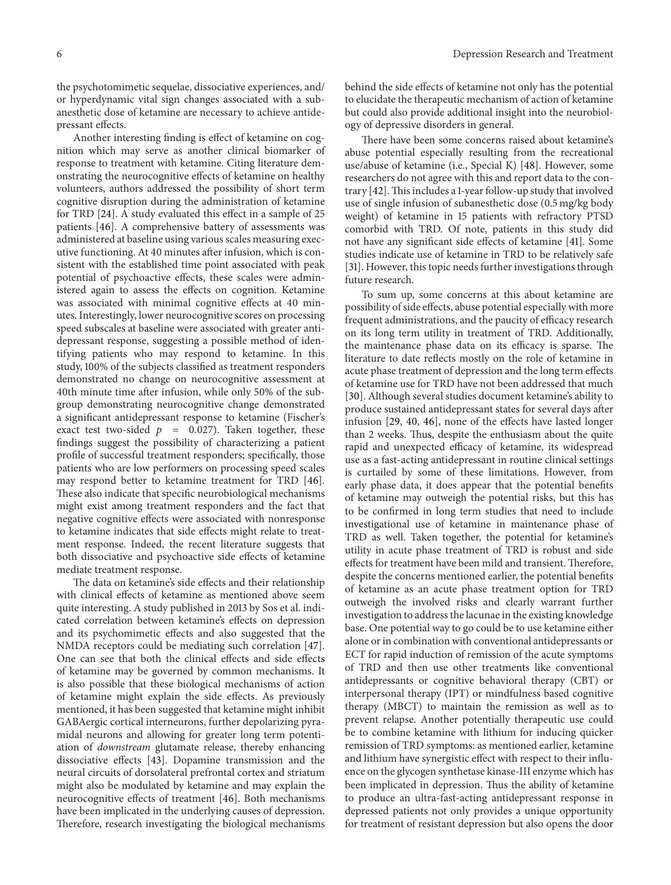the psychotomimetic sequelae, dissociative experiences, and/or hyperdynamic vital sign changes associated with a subanesthetic dose of ketamine are necessary to achieve antidepressant effects.

Another interesting finding is effect of ketamine on cognition which may serve as another clinical biomarker of response to treatment with ketamine. Citing literature demonstrating the neurocognitive effects of ketamine on healthy volunteers, authors addressed the possibility of short term cognitive disruption during the administration of ketamine for TRD [24]. A study evaluated this effect in a sample of 25 patients [46]. A comprehensive battery of assessments was administered at baseline using various scales measuring executive functioning. At 40 minutes after infusion, which is consistent with the established time point associated with peak potential of psychoactive effects, these scales were administered again to assess the effects on cognition. Ketamine was associated with minimal cognitive effects at 40 minutes. Interestingly, lower neurocognitive scores on processing speed subscales at baseline were associated with greater antidepressant response, suggesting a possible method of identifying patients who may respond to ketamine. In this study, 100% of the subjects classified as treatment responders demonstrated no change on neurocognitive assessment at 40th minute time after infusion, while only 50% of the subgroup demonstrating neurocognitive change demonstrated a significant antidepressant response to ketamine (Fischer's exact test two-sided $p = 0.027$). Taken together, these findings suggest the possibility of characterizing a patient profile of successful treatment responders; specifically, those patients who are low performers on processing speed scales may respond better to ketamine treatment for TRD [46]. These also indicate that specific neurobiological mechanisms might exist among treatment responders and the fact that negative cognitive effects were associated with nonresponse to ketamine indicates that side effects might relate to treatment response. Indeed, the recent literature suggests that both dissociative and psychoactive side effects of ketamine mediate treatment response.

The data on ketamine's side effects and their relationship with clinical effects of ketamine as mentioned above seem quite interesting. A study published in 2013 by Sos et al. indicated correlation between ketamine's effects on depression and its psychomimetic effects and also suggested that the NMDA receptors could be mediating such correlation [47]. One can see that both the clinical effects and side effects of ketamine may be governed by common mechanisms. It is also possible that these biological mechanisms of action of ketamine might explain the side effects. As previously mentioned, it has been suggested that ketamine might inhibit GABAergic cortical interneurons, further depolarizing pyramidal neurons and allowing for greater long term potentiation of *downstream* glutamate release, thereby enhancing dissociative effects [43]. Dopamine transmission and the neural circuits of dorsolateral prefrontal cortex and striatum might also be modulated by ketamine and may explain the neurocognitive effects of treatment [46]. Both mechanisms have been implicated in the underlying causes of depression. Therefore, research investigating the biological mechanisms behind the side effects of ketamine not only has the potential to elucidate the therapeutic mechanism of action of ketamine but could also provide additional insight into the neurobiology of depressive disorders in general.

There have been some concerns raised about ketamine's abuse potential especially resulting from the recreational use/abuse of ketamine (i.e., Special K) [48]. However, some researchers do not agree with this and report data to the contrary [42]. This includes a 1-year follow-up study that involved use of single infusion of subanesthetic dose (0.5 mg/kg body weight) of ketamine in 15 patients with refractory PTSD comorbid with TRD. Of note, patients in this study did not have any significant side effects of ketamine [41]. Some studies indicate use of ketamine in TRD to be relatively safe [31]. However, this topic needs further investigations through future research.

To sum up, some concerns at this about ketamine are possibility of side effects, abuse potential especially with more frequent administrations, and the paucity of efficacy research on its long term utility in treatment of TRD. Additionally, the maintenance phase data on its efficacy is sparse. The literature to date reflects mostly on the role of ketamine in acute phase treatment of depression and the long term effects of ketamine use for TRD have not been addressed that much [30]. Although several studies document ketamine's ability to produce sustained antidepressant states for several days after infusion [29, 40, 46], none of the effects have lasted longer than 2 weeks. Thus, despite the enthusiasm about the quite rapid and unexpected efficacy of ketamine, its widespread use as a fast-acting antidepressant in routine clinical settings is curtailed by some of these limitations. However, from early phase data, it does appear that the potential benefits of ketamine may outweigh the potential risks, but this has to be confirmed in long term studies that need to include investigational use of ketamine in maintenance phase of TRD as well. Taken together, the potential for ketamine's utility in acute phase treatment of TRD is robust and side effects for treatment have been mild and transient. Therefore, despite the concerns mentioned earlier, the potential benefits of ketamine as an acute phase treatment option for TRD outweigh the involved risks and clearly warrant further investigation to address the lacunae in the existing knowledge base. One potential way to go could be to use ketamine either alone or in combination with conventional antidepressants or ECT for rapid induction of remission of the acute symptoms of TRD and then use other treatments like conventional antidepressants or cognitive behavioral therapy (CBT) or interpersonal therapy (IPT) or mindfulness based cognitive therapy (MBCT) to maintain the remission as well as to prevent relapse. Another potentially therapeutic use could be to combine ketamine with lithium for inducing quicker remission of TRD symptoms: as mentioned earlier, ketamine and lithium have synergistic effect with respect to their influence on the glycogen synthetase kinase-III enzyme which has been implicated in depression. Thus the ability of ketamine to produce an ultra-fast-acting antidepressant response in depressed patients not only provides a unique opportunity for treatment of resistant depression but also opens the door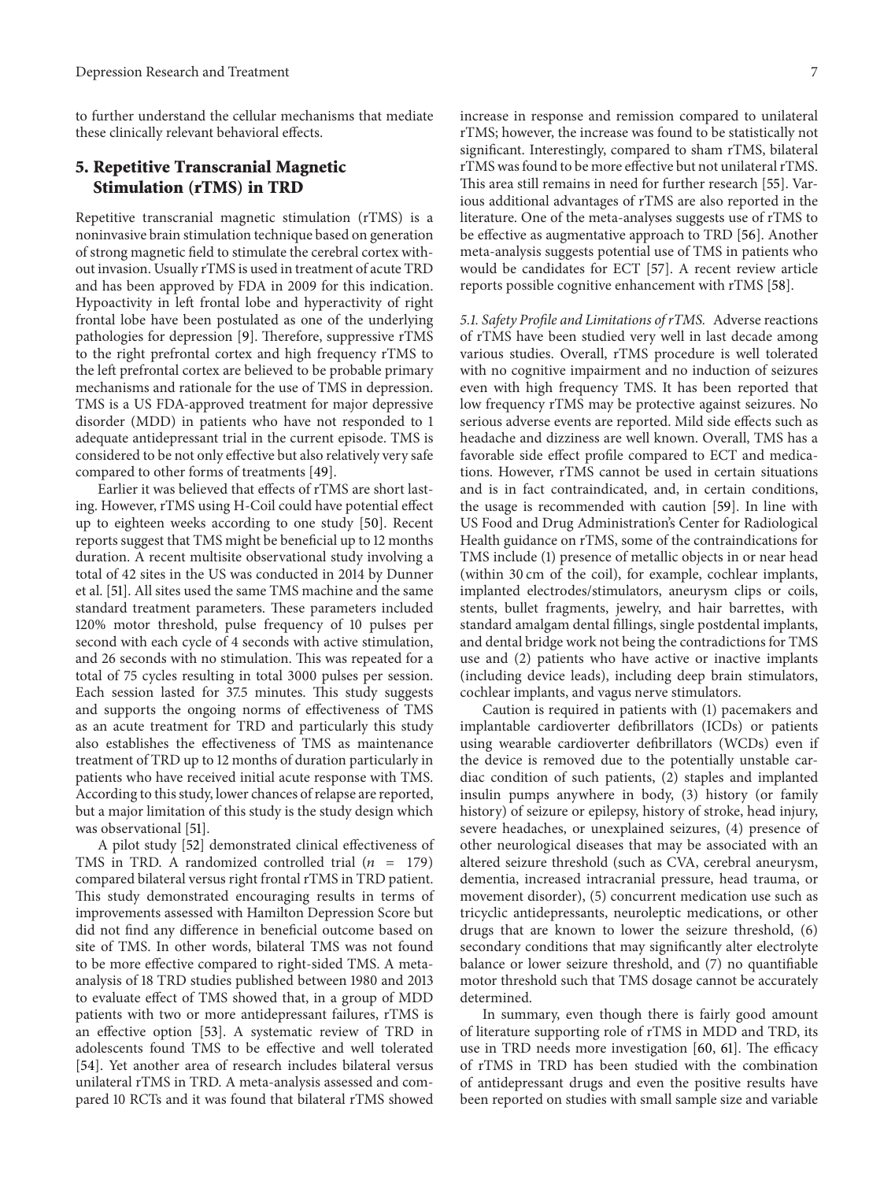to further understand the cellular mechanisms that mediate these clinically relevant behavioral effects.

## 5. Repetitive Transcranial Magnetic Stimulation (rTMS) in TRD

Repetitive transcranial magnetic stimulation (rTMS) is a noninvasive brain stimulation technique based on generation of strong magnetic field to stimulate the cerebral cortex without invasion. Usually rTMS is used in treatment of acute TRD and has been approved by FDA in 2009 for this indication. Hypoactivity in left frontal lobe and hyperactivity of right frontal lobe have been postulated as one of the underlying pathologies for depression [9]. Therefore, suppressive rTMS to the right prefrontal cortex and high frequency rTMS to the left prefrontal cortex are believed to be probable primary mechanisms and rationale for the use of TMS in depression. TMS is a US FDA-approved treatment for major depressive disorder (MDD) in patients who have not responded to 1 adequate antidepressant trial in the current episode. TMS is considered to be not only effective but also relatively very safe compared to other forms of treatments [49].

Earlier it was believed that effects of rTMS are short lasting. However, rTMS using H-Coil could have potential effect up to eighteen weeks according to one study [50]. Recent reports suggest that TMS might be beneficial up to 12 months duration. A recent multisite observational study involving a total of 42 sites in the US was conducted in 2014 by Dunner et al. [51]. All sites used the same TMS machine and the same standard treatment parameters. These parameters included 120% motor threshold, pulse frequency of 10 pulses per second with each cycle of 4 seconds with active stimulation, and 26 seconds with no stimulation. This was repeated for a total of 75 cycles resulting in total 3000 pulses per session. Each session lasted for 37.5 minutes. This study suggests and supports the ongoing norms of effectiveness of TMS as an acute treatment for TRD and particularly this study also establishes the effectiveness of TMS as maintenance treatment of TRD up to 12 months of duration particularly in patients who have received initial acute response with TMS. According to this study, lower chances of relapse are reported, but a major limitation of this study is the study design which was observational [51].

A pilot study [52] demonstrated clinical effectiveness of TMS in TRD. A randomized controlled trial ($n = 179$) compared bilateral versus right frontal rTMS in TRD patient. This study demonstrated encouraging results in terms of improvements assessed with Hamilton Depression Score but did not find any difference in beneficial outcome based on site of TMS. In other words, bilateral TMS was not found to be more effective compared to right-sided TMS. A meta-analysis of 18 TRD studies published between 1980 and 2013 to evaluate effect of TMS showed that, in a group of MDD patients with two or more antidepressant failures, rTMS is an effective option [53]. A systematic review of TRD in adolescents found TMS to be effective and well tolerated [54]. Yet another area of research includes bilateral versus unilateral rTMS in TRD. A meta-analysis assessed and compared 10 RCTs and it was found that bilateral rTMS showed increase in response and remission compared to unilateral rTMS; however, the increase was found to be statistically not significant. Interestingly, compared to sham rTMS, bilateral rTMS was found to be more effective but not unilateral rTMS. This area still remains in need for further research [55]. Various additional advantages of rTMS are also reported in the literature. One of the meta-analyses suggests use of rTMS to be effective as augmentative approach to TRD [56]. Another meta-analysis suggests potential use of TMS in patients who would be candidates for ECT [57]. A recent review article reports possible cognitive enhancement with rTMS [58].

*5.1. Safety Profile and Limitations of rTMS.* Adverse reactions of rTMS have been studied very well in last decade among various studies. Overall, rTMS procedure is well tolerated with no cognitive impairment and no induction of seizures even with high frequency TMS. It has been reported that low frequency rTMS may be protective against seizures. No serious adverse events are reported. Mild side effects such as headache and dizziness are well known. Overall, TMS has a favorable side effect profile compared to ECT and medications. However, rTMS cannot be used in certain situations and is in fact contraindicated, and, in certain conditions, the usage is recommended with caution [59]. In line with US Food and Drug Administration's Center for Radiological Health guidance on rTMS, some of the contraindications for TMS include (1) presence of metallic objects in or near head (within 30 cm of the coil), for example, cochlear implants, implanted electrodes/stimulators, aneurysm clips or coils, stents, bullet fragments, jewelry, and hair barrettes, with standard amalgam dental fillings, single postdental implants, and dental bridge work not being the contradictions for TMS use and (2) patients who have active or inactive implants (including device leads), including deep brain stimulators, cochlear implants, and vagus nerve stimulators.

Caution is required in patients with (1) pacemakers and implantable cardioverter defibrillators (ICDs) or patients using wearable cardioverter defibrillators (WCDs) even if the device is removed due to the potentially unstable cardiac condition of such patients, (2) staples and implanted insulin pumps anywhere in body, (3) history (or family history) of seizure or epilepsy, history of stroke, head injury, severe headaches, or unexplained seizures, (4) presence of other neurological diseases that may be associated with an altered seizure threshold (such as CVA, cerebral aneurysm, dementia, increased intracranial pressure, head trauma, or movement disorder), (5) concurrent medication use such as tricyclic antidepressants, neuroleptic medications, or other drugs that are known to lower the seizure threshold, (6) secondary conditions that may significantly alter electrolyte balance or lower seizure threshold, and (7) no quantifiable motor threshold such that TMS dosage cannot be accurately determined.

In summary, even though there is fairly good amount of literature supporting role of rTMS in MDD and TRD, its use in TRD needs more investigation [60, 61]. The efficacy of rTMS in TRD has been studied with the combination of antidepressant drugs and even the positive results have been reported on studies with small sample size and variable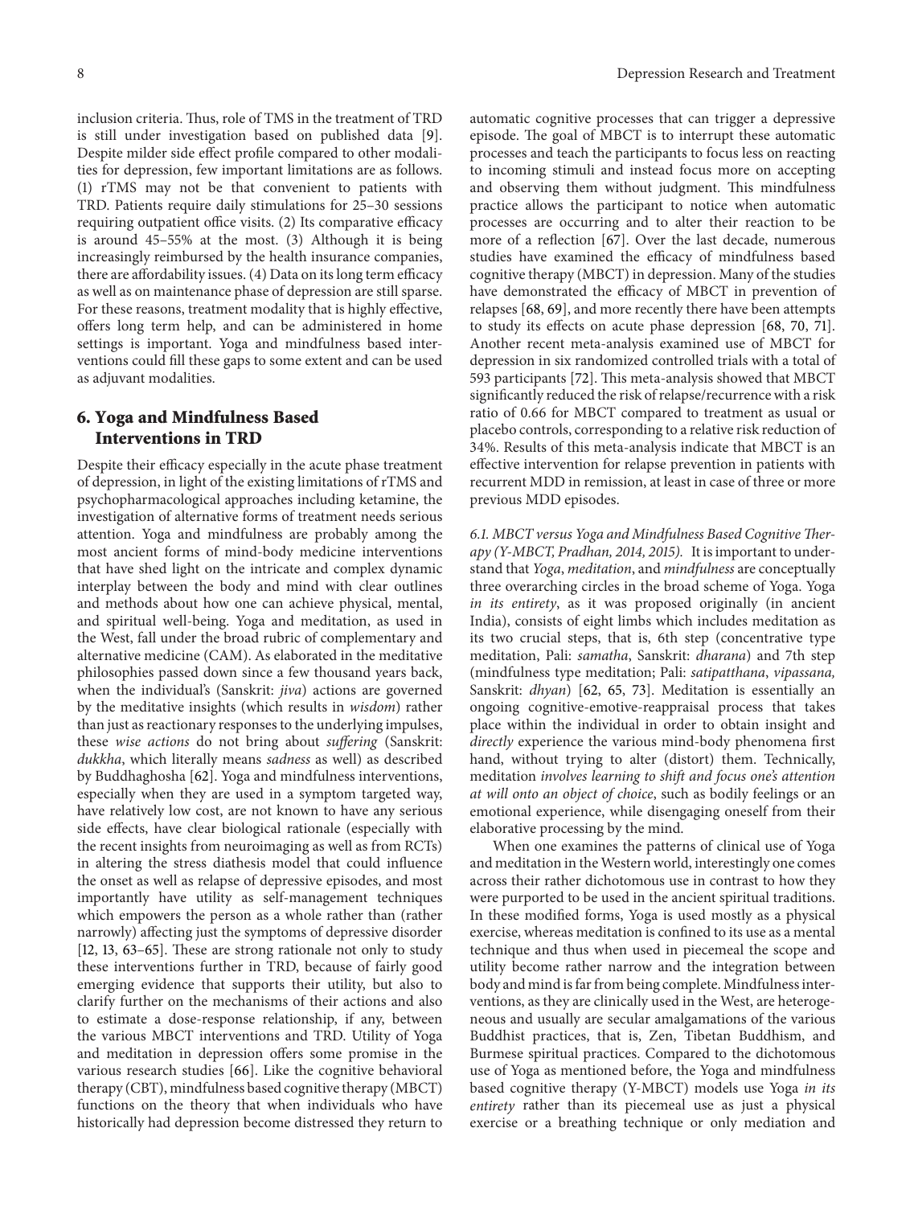inclusion criteria. Thus, role of TMS in the treatment of TRD is still under investigation based on published data [9]. Despite milder side effect profile compared to other modalities for depression, few important limitations are as follows. (1) rTMS may not be that convenient to patients with TRD. Patients require daily stimulations for 25–30 sessions requiring outpatient office visits. (2) Its comparative efficacy is around 45–55% at the most. (3) Although it is being increasingly reimbursed by the health insurance companies, there are affordability issues. (4) Data on its long term efficacy as well as on maintenance phase of depression are still sparse. For these reasons, treatment modality that is highly effective, offers long term help, and can be administered in home settings is important. Yoga and mindfulness based interventions could fill these gaps to some extent and can be used as adjuvant modalities.

## 6. Yoga and Mindfulness Based Interventions in TRD

Despite their efficacy especially in the acute phase treatment of depression, in light of the existing limitations of rTMS and psychopharmacological approaches including ketamine, the investigation of alternative forms of treatment needs serious attention. Yoga and mindfulness are probably among the most ancient forms of mind-body medicine interventions that have shed light on the intricate and complex dynamic interplay between the body and mind with clear outlines and methods about how one can achieve physical, mental, and spiritual well-being. Yoga and meditation, as used in the West, fall under the broad rubric of complementary and alternative medicine (CAM). As elaborated in the meditative philosophies passed down since a few thousand years back, when the individual's (Sanskrit: *jiva*) actions are governed by the meditative insights (which results in *wisdom*) rather than just as reactionary responses to the underlying impulses, these *wise actions* do not bring about *suffering* (Sanskrit: *dukkha*, which literally means *sadness* as well) as described by Buddhaghosha [62]. Yoga and mindfulness interventions, especially when they are used in a symptom targeted way, have relatively low cost, are not known to have any serious side effects, have clear biological rationale (especially with the recent insights from neuroimaging as well as from RCTs) in altering the stress diathesis model that could influence the onset as well as relapse of depressive episodes, and most importantly have utility as self-management techniques which empowers the person as a whole rather than (rather narrowly) affecting just the symptoms of depressive disorder [12, 13, 63–65]. These are strong rationale not only to study these interventions further in TRD, because of fairly good emerging evidence that supports their utility, but also to clarify further on the mechanisms of their actions and also to estimate a dose-response relationship, if any, between the various MBCT interventions and TRD. Utility of Yoga and meditation in depression offers some promise in the various research studies [66]. Like the cognitive behavioral therapy (CBT), mindfulness based cognitive therapy (MBCT) functions on the theory that when individuals who have historically had depression become distressed they return to automatic cognitive processes that can trigger a depressive episode. The goal of MBCT is to interrupt these automatic processes and teach the participants to focus less on reacting to incoming stimuli and instead focus more on accepting and observing them without judgment. This mindfulness practice allows the participant to notice when automatic processes are occurring and to alter their reaction to be more of a reflection [67]. Over the last decade, numerous studies have examined the efficacy of mindfulness based cognitive therapy (MBCT) in depression. Many of the studies have demonstrated the efficacy of MBCT in prevention of relapses [68, 69], and more recently there have been attempts to study its effects on acute phase depression [68, 70, 71]. Another recent meta-analysis examined use of MBCT for depression in six randomized controlled trials with a total of 593 participants [72]. This meta-analysis showed that MBCT significantly reduced the risk of relapse/recurrence with a risk ratio of 0.66 for MBCT compared to treatment as usual or placebo controls, corresponding to a relative risk reduction of 34%. Results of this meta-analysis indicate that MBCT is an effective intervention for relapse prevention in patients with recurrent MDD in remission, at least in case of three or more previous MDD episodes.

*6.1. MBCT versus Yoga and Mindfulness Based Cognitive Therapy (Y-MBCT, Pradhan, 2014, 2015).* It is important to understand that *Yoga*, *meditation*, and *mindfulness* are conceptually three overarching circles in the broad scheme of Yoga. Yoga *in its entirety*, as it was proposed originally (in ancient India), consists of eight limbs which includes meditation as its two crucial steps, that is, 6th step (concentrative type meditation, Pali: *samatha*, Sanskrit: *dharana*) and 7th step (mindfulness type meditation; Pali: *satipatthana*, *vipassana,* Sanskrit: *dhyan*) [62, 65, 73]. Meditation is essentially an ongoing cognitive-emotive-reappraisal process that takes place within the individual in order to obtain insight and *directly* experience the various mind-body phenomena first hand, without trying to alter (distort) them. Technically, meditation *involves learning to shift and focus one's attention at will onto an object of choice*, such as bodily feelings or an emotional experience, while disengaging oneself from their elaborative processing by the mind.

When one examines the patterns of clinical use of Yoga and meditation in the Western world, interestingly one comes across their rather dichotomous use in contrast to how they were purported to be used in the ancient spiritual traditions. In these modified forms, Yoga is used mostly as a physical exercise, whereas meditation is confined to its use as a mental technique and thus when used in piecemeal the scope and utility become rather narrow and the integration between body and mind is far from being complete. Mindfulness interventions, as they are clinically used in the West, are heterogeneous and usually are secular amalgamations of the various Buddhist practices, that is, Zen, Tibetan Buddhism, and Burmese spiritual practices. Compared to the dichotomous use of Yoga as mentioned before, the Yoga and mindfulness based cognitive therapy (Y-MBCT) models use Yoga *in its entirety* rather than its piecemeal use as just a physical exercise or a breathing technique or only mediation and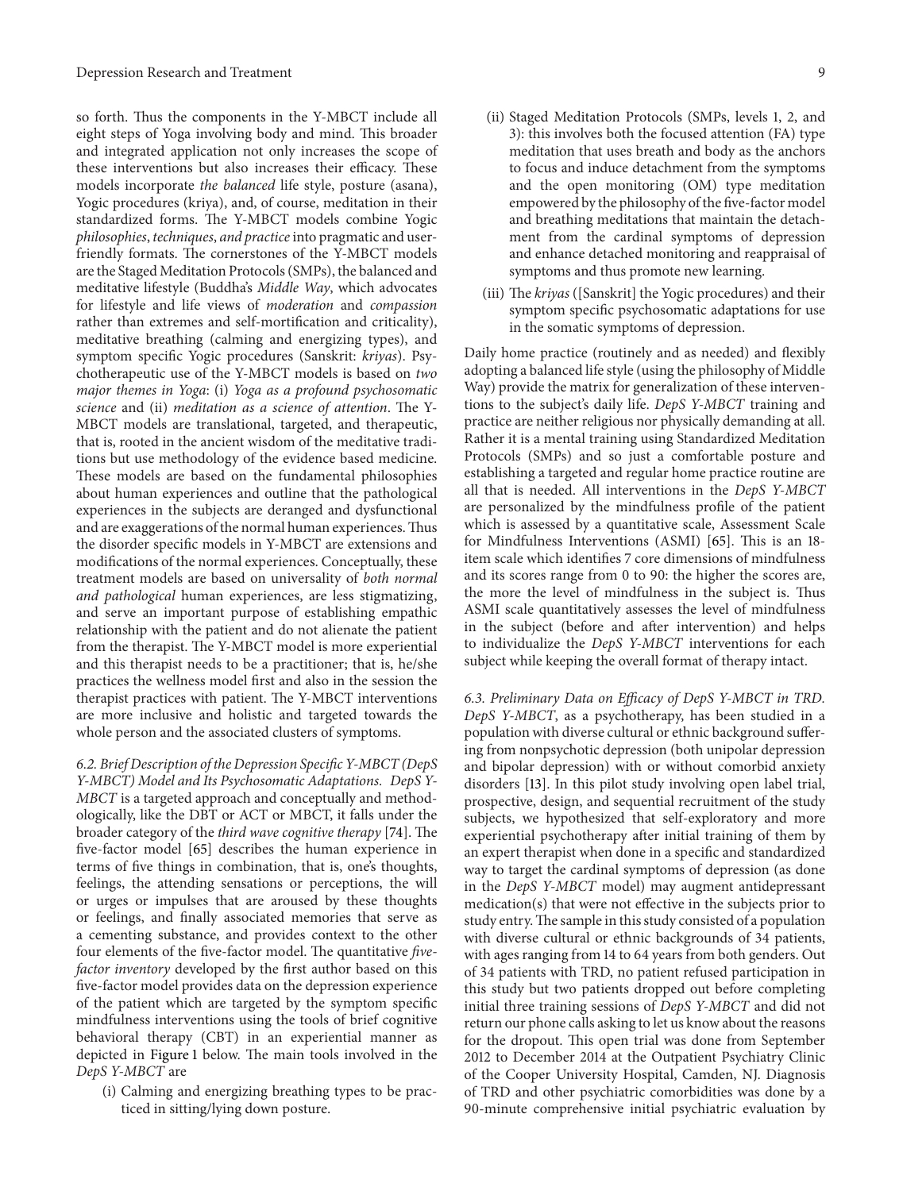so forth. Thus the components in the Y-MBCT include all eight steps of Yoga involving body and mind. This broader and integrated application not only increases the scope of these interventions but also increases their efficacy. These models incorporate *the balanced* life style, posture (asana), Yogic procedures (kriya), and, of course, meditation in their standardized forms. The Y-MBCT models combine Yogic *philosophies*, *techniques*, *and practice* into pragmatic and user-friendly formats. The cornerstones of the Y-MBCT models are the Staged Meditation Protocols (SMPs), the balanced and meditative lifestyle (Buddha's *Middle Way*, which advocates for lifestyle and life views of *moderation* and *compassion* rather than extremes and self-mortification and criticality), meditative breathing (calming and energizing types), and symptom specific Yogic procedures (Sanskrit: *kriyas*). Psychotherapeutic use of the Y-MBCT models is based on *two major themes in Yoga*: (i) *Yoga as a profound psychosomatic science* and (ii) *meditation as a science of attention*. The Y-MBCT models are translational, targeted, and therapeutic, that is, rooted in the ancient wisdom of the meditative traditions but use methodology of the evidence based medicine. These models are based on the fundamental philosophies about human experiences and outline that the pathological experiences in the subjects are deranged and dysfunctional and are exaggerations of the normal human experiences. Thus the disorder specific models in Y-MBCT are extensions and modifications of the normal experiences. Conceptually, these treatment models are based on universality of *both normal and pathological* human experiences, are less stigmatizing, and serve an important purpose of establishing empathic relationship with the patient and do not alienate the patient from the therapist. The Y-MBCT model is more experiential and this therapist needs to be a practitioner; that is, he/she practices the wellness model first and also in the session the therapist practices with patient. The Y-MBCT interventions are more inclusive and holistic and targeted towards the whole person and the associated clusters of symptoms.

*6.2. Brief Description of the Depression Specific Y-MBCT (DepS Y-MBCT) Model and Its Psychosomatic Adaptations.* *DepS Y-MBCT* is a targeted approach and conceptually and methodologically, like the DBT or ACT or MBCT, it falls under the broader category of the *third wave cognitive therapy* [74]. The five-factor model [65] describes the human experience in terms of five things in combination, that is, one's thoughts, feelings, the attending sensations or perceptions, the will or urges or impulses that are aroused by these thoughts or feelings, and finally associated memories that serve as a cementing substance, and provides context to the other four elements of the five-factor model. The quantitative *five-factor inventory* developed by the first author based on this five-factor model provides data on the depression experience of the patient which are targeted by the symptom specific mindfulness interventions using the tools of brief cognitive behavioral therapy (CBT) in an experiential manner as depicted in Figure 1 below. The main tools involved in the *DepS Y-MBCT* are

(i) Calming and energizing breathing types to be practiced in sitting/lying down posture.

(ii) Staged Meditation Protocols (SMPs, levels 1, 2, and 3): this involves both the focused attention (FA) type meditation that uses breath and body as the anchors to focus and induce detachment from the symptoms and the open monitoring (OM) type meditation empowered by the philosophy of the five-factor model and breathing meditations that maintain the detachment from the cardinal symptoms of depression and enhance detached monitoring and reappraisal of symptoms and thus promote new learning.

(iii) The *kriyas* ([Sanskrit] the Yogic procedures) and their symptom specific psychosomatic adaptations for use in the somatic symptoms of depression.

Daily home practice (routinely and as needed) and flexibly adopting a balanced life style (using the philosophy of Middle Way) provide the matrix for generalization of these interventions to the subject's daily life. *DepS Y-MBCT* training and practice are neither religious nor physically demanding at all. Rather it is a mental training using Standardized Meditation Protocols (SMPs) and so just a comfortable posture and establishing a targeted and regular home practice routine are all that is needed. All interventions in the *DepS Y-MBCT* are personalized by the mindfulness profile of the patient which is assessed by a quantitative scale, Assessment Scale for Mindfulness Interventions (ASMI) [65]. This is an 18-item scale which identifies 7 core dimensions of mindfulness and its scores range from 0 to 90: the higher the scores are, the more the level of mindfulness in the subject is. Thus ASMI scale quantitatively assesses the level of mindfulness in the subject (before and after intervention) and helps to individualize the *DepS Y-MBCT* interventions for each subject while keeping the overall format of therapy intact.

*6.3. Preliminary Data on Efficacy of DepS Y-MBCT in TRD.* *DepS Y-MBCT*, as a psychotherapy, has been studied in a population with diverse cultural or ethnic background suffering from nonpsychotic depression (both unipolar depression and bipolar depression) with or without comorbid anxiety disorders [13]. In this pilot study involving open label trial, prospective, design, and sequential recruitment of the study subjects, we hypothesized that self-exploratory and more experiential psychotherapy after initial training of them by an expert therapist when done in a specific and standardized way to target the cardinal symptoms of depression (as done in the *DepS Y-MBCT* model) may augment antidepressant medication(s) that were not effective in the subjects prior to study entry. The sample in this study consisted of a population with diverse cultural or ethnic backgrounds of 34 patients, with ages ranging from 14 to 64 years from both genders. Out of 34 patients with TRD, no patient refused participation in this study but two patients dropped out before completing initial three training sessions of *DepS Y-MBCT* and did not return our phone calls asking to let us know about the reasons for the dropout. This open trial was done from September 2012 to December 2014 at the Outpatient Psychiatry Clinic of the Cooper University Hospital, Camden, NJ. Diagnosis of TRD and other psychiatric comorbidities was done by a 90-minute comprehensive initial psychiatric evaluation by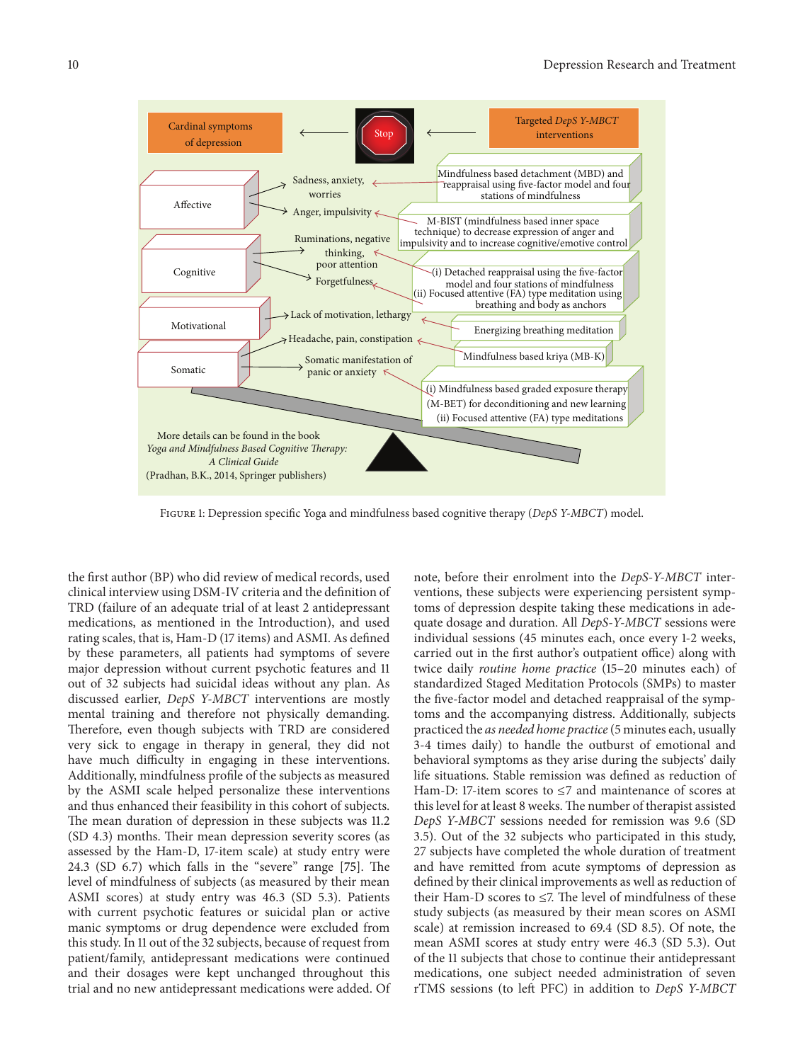Figure 1: Depression specific Yoga and mindfulness based cognitive therapy (*DepS Y-MBCT*) model.

the first author (BP) who did review of medical records, used clinical interview using DSM-IV criteria and the definition of TRD (failure of an adequate trial of at least 2 antidepressant medications, as mentioned in the Introduction), and used rating scales, that is, Ham-D (17 items) and ASMI. As defined by these parameters, all patients had symptoms of severe major depression without current psychotic features and 11 out of 32 subjects had suicidal ideas without any plan. As discussed earlier, *DepS Y-MBCT* interventions are mostly mental training and therefore not physically demanding. Therefore, even though subjects with TRD are considered very sick to engage in therapy in general, they did not have much difficulty in engaging in these interventions. Additionally, mindfulness profile of the subjects as measured by the ASMI scale helped personalize these interventions and thus enhanced their feasibility in this cohort of subjects. The mean duration of depression in these subjects was 11.2 (SD 4.3) months. Their mean depression severity scores (as assessed by the Ham-D, 17-item scale) at study entry were 24.3 (SD 6.7) which falls in the "severe" range [75]. The level of mindfulness of subjects (as measured by their mean ASMI scores) at study entry was 46.3 (SD 5.3). Patients with current psychotic features or suicidal plan or active manic symptoms or drug dependence were excluded from this study. In 11 out of the 32 subjects, because of request from patient/family, antidepressant medications were continued and their dosages were kept unchanged throughout this trial and no new antidepressant medications were added. Of note, before their enrolment into the *DepS-Y-MBCT* interventions, these subjects were experiencing persistent symptoms of depression despite taking these medications in adequate dosage and duration. All *DepS-Y-MBCT* sessions were individual sessions (45 minutes each, once every 1-2 weeks, carried out in the first author's outpatient office) along with twice daily *routine home practice* (15–20 minutes each) of standardized Staged Meditation Protocols (SMPs) to master the five-factor model and detached reappraisal of the symptoms and the accompanying distress. Additionally, subjects practiced the *as needed home practice* (5 minutes each, usually 3-4 times daily) to handle the outburst of emotional and behavioral symptoms as they arise during the subjects' daily life situations. Stable remission was defined as reduction of Ham-D: 17-item scores to ≤7 and maintenance of scores at this level for at least 8 weeks. The number of therapist assisted *DepS Y-MBCT* sessions needed for remission was 9.6 (SD 3.5). Out of the 32 subjects who participated in this study, 27 subjects have completed the whole duration of treatment and have remitted from acute symptoms of depression as defined by their clinical improvements as well as reduction of their Ham-D scores to ≤7. The level of mindfulness of these study subjects (as measured by their mean scores on ASMI scale) at remission increased to 69.4 (SD 8.5). Of note, the mean ASMI scores at study entry were 46.3 (SD 5.3). Out of the 11 subjects that chose to continue their antidepressant medications, one subject needed administration of seven rTMS sessions (to left PFC) in addition to *DepS Y-MBCT*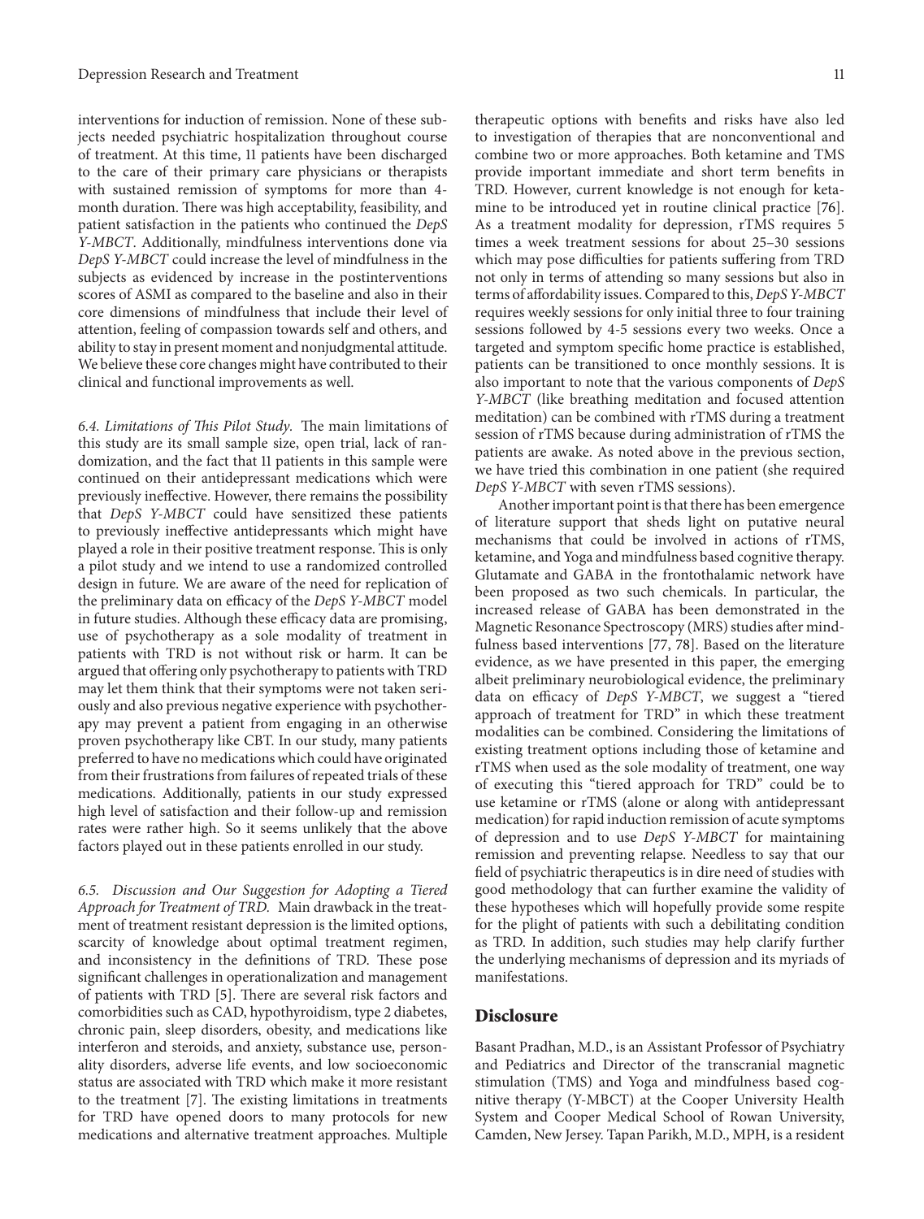interventions for induction of remission. None of these subjects needed psychiatric hospitalization throughout course of treatment. At this time, 11 patients have been discharged to the care of their primary care physicians or therapists with sustained remission of symptoms for more than 4-month duration. There was high acceptability, feasibility, and patient satisfaction in the patients who continued the *DepS Y-MBCT*. Additionally, mindfulness interventions done via *DepS Y-MBCT* could increase the level of mindfulness in the subjects as evidenced by increase in the postinterventions scores of ASMI as compared to the baseline and also in their core dimensions of mindfulness that include their level of attention, feeling of compassion towards self and others, and ability to stay in present moment and nonjudgmental attitude. We believe these core changes might have contributed to their clinical and functional improvements as well.

*6.4. Limitations of This Pilot Study.* The main limitations of this study are its small sample size, open trial, lack of randomization, and the fact that 11 patients in this sample were continued on their antidepressant medications which were previously ineffective. However, there remains the possibility that *DepS Y-MBCT* could have sensitized these patients to previously ineffective antidepressants which might have played a role in their positive treatment response. This is only a pilot study and we intend to use a randomized controlled design in future. We are aware of the need for replication of the preliminary data on efficacy of the *DepS Y-MBCT* model in future studies. Although these efficacy data are promising, use of psychotherapy as a sole modality of treatment in patients with TRD is not without risk or harm. It can be argued that offering only psychotherapy to patients with TRD may let them think that their symptoms were not taken seriously and also previous negative experience with psychotherapy may prevent a patient from engaging in an otherwise proven psychotherapy like CBT. In our study, many patients preferred to have no medications which could have originated from their frustrations from failures of repeated trials of these medications. Additionally, patients in our study expressed high level of satisfaction and their follow-up and remission rates were rather high. So it seems unlikely that the above factors played out in these patients enrolled in our study.

*6.5. Discussion and Our Suggestion for Adopting a Tiered Approach for Treatment of TRD.* Main drawback in the treatment of treatment resistant depression is the limited options, scarcity of knowledge about optimal treatment regimen, and inconsistency in the definitions of TRD. These pose significant challenges in operationalization and management of patients with TRD [5]. There are several risk factors and comorbidities such as CAD, hypothyroidism, type 2 diabetes, chronic pain, sleep disorders, obesity, and medications like interferon and steroids, and anxiety, substance use, personality disorders, adverse life events, and low socioeconomic status are associated with TRD which make it more resistant to the treatment [7]. The existing limitations in treatments for TRD have opened doors to many protocols for new medications and alternative treatment approaches. Multiple therapeutic options with benefits and risks have also led to investigation of therapies that are nonconventional and combine two or more approaches. Both ketamine and TMS provide important immediate and short term benefits in TRD. However, current knowledge is not enough for ketamine to be introduced yet in routine clinical practice [76]. As a treatment modality for depression, rTMS requires 5 times a week treatment sessions for about 25–30 sessions which may pose difficulties for patients suffering from TRD not only in terms of attending so many sessions but also in terms of affordability issues. Compared to this, *DepS Y-MBCT* requires weekly sessions for only initial three to four training sessions followed by 4-5 sessions every two weeks. Once a targeted and symptom specific home practice is established, patients can be transitioned to once monthly sessions. It is also important to note that the various components of *DepS Y-MBCT* (like breathing meditation and focused attention meditation) can be combined with rTMS during a treatment session of rTMS because during administration of rTMS the patients are awake. As noted above in the previous section, we have tried this combination in one patient (she required *DepS Y-MBCT* with seven rTMS sessions).

Another important point is that there has been emergence of literature support that sheds light on putative neural mechanisms that could be involved in actions of rTMS, ketamine, and Yoga and mindfulness based cognitive therapy. Glutamate and GABA in the frontothalamic network have been proposed as two such chemicals. In particular, the increased release of GABA has been demonstrated in the Magnetic Resonance Spectroscopy (MRS) studies after mindfulness based interventions [77, 78]. Based on the literature evidence, as we have presented in this paper, the emerging albeit preliminary neurobiological evidence, the preliminary data on efficacy of *DepS Y-MBCT*, we suggest a "tiered approach of treatment for TRD" in which these treatment modalities can be combined. Considering the limitations of existing treatment options including those of ketamine and rTMS when used as the sole modality of treatment, one way of executing this "tiered approach for TRD" could be to use ketamine or rTMS (alone or along with antidepressant medication) for rapid induction remission of acute symptoms of depression and to use *DepS Y-MBCT* for maintaining remission and preventing relapse. Needless to say that our field of psychiatric therapeutics is in dire need of studies with good methodology that can further examine the validity of these hypotheses which will hopefully provide some respite for the plight of patients with such a debilitating condition as TRD. In addition, such studies may help clarify further the underlying mechanisms of depression and its myriads of manifestations.

## Disclosure

Basant Pradhan, M.D., is an Assistant Professor of Psychiatry and Pediatrics and Director of the transcranial magnetic stimulation (TMS) and Yoga and mindfulness based cognitive therapy (Y-MBCT) at the Cooper University Health System and Cooper Medical School of Rowan University, Camden, New Jersey. Tapan Parikh, M.D., MPH, is a resident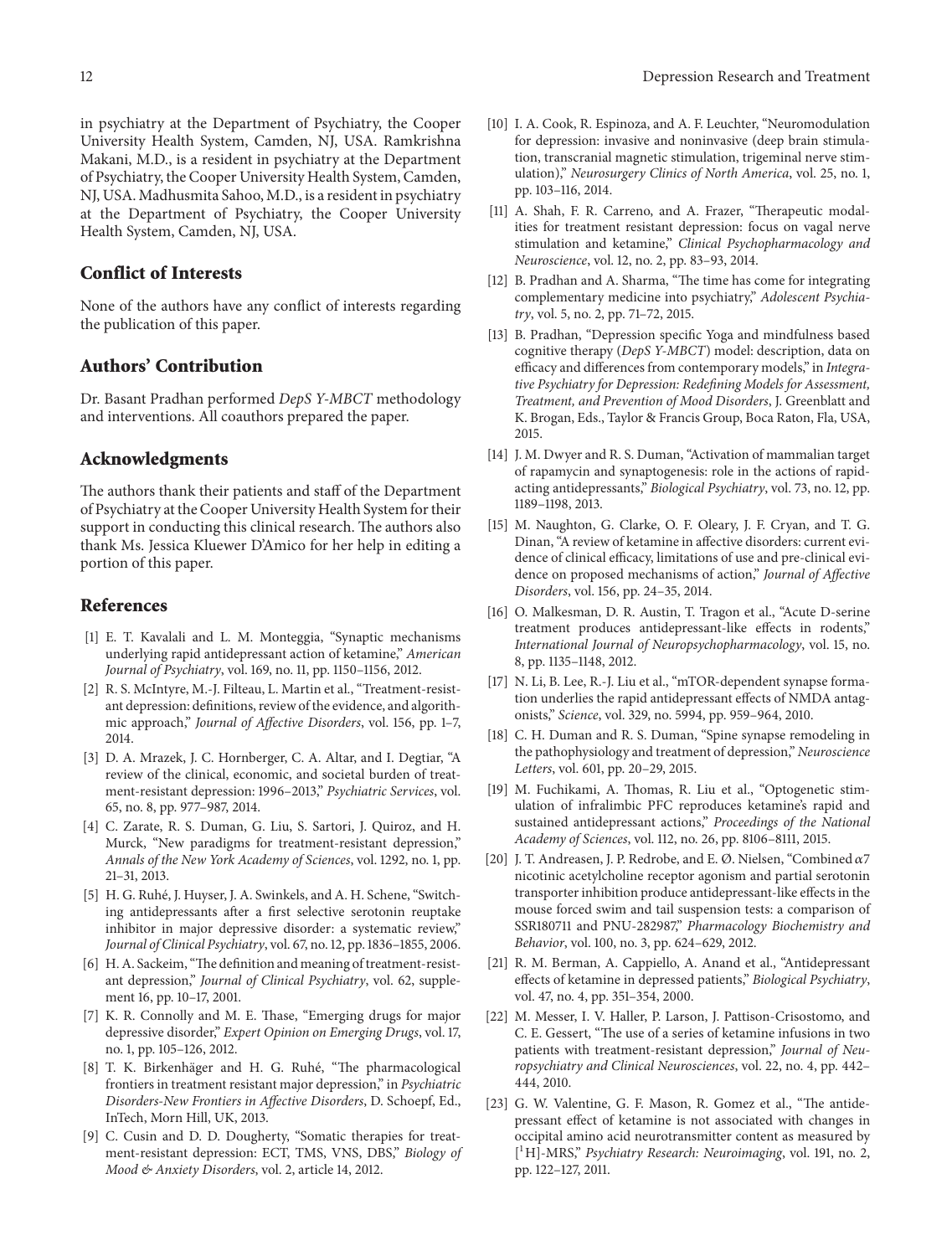in psychiatry at the Department of Psychiatry, the Cooper University Health System, Camden, NJ, USA. Ramkrishna Makani, M.D., is a resident in psychiatry at the Department of Psychiatry, the Cooper University Health System, Camden, NJ, USA. Madhusmita Sahoo, M.D., is a resident in psychiatry at the Department of Psychiatry, the Cooper University Health System, Camden, NJ, USA.

## Conflict of Interests

None of the authors have any conflict of interests regarding the publication of this paper.

## Authors' Contribution

Dr. Basant Pradhan performed *DepS Y-MBCT* methodology and interventions. All coauthors prepared the paper.

## Acknowledgments

The authors thank their patients and staff of the Department of Psychiatry at the Cooper University Health System for their support in conducting this clinical research. The authors also thank Ms. Jessica Kluewer D'Amico for her help in editing a portion of this paper.

## References

[1] E. T. Kavalali and L. M. Monteggia, "Synaptic mechanisms underlying rapid antidepressant action of ketamine," *American Journal of Psychiatry*, vol. 169, no. 11, pp. 1150–1156, 2012.

[2] R. S. McIntyre, M.-J. Filteau, L. Martin et al., "Treatment-resistant depression: definitions, review of the evidence, and algorithmic approach," *Journal of Affective Disorders*, vol. 156, pp. 1–7, 2014.

[3] D. A. Mrazek, J. C. Hornberger, C. A. Altar, and I. Degtiar, "A review of the clinical, economic, and societal burden of treatment-resistant depression: 1996–2013," *Psychiatric Services*, vol. 65, no. 8, pp. 977–987, 2014.

[4] C. Zarate, R. S. Duman, G. Liu, S. Sartori, J. Quiroz, and H. Murck, "New paradigms for treatment-resistant depression," *Annals of the New York Academy of Sciences*, vol. 1292, no. 1, pp. 21–31, 2013.

[5] H. G. Ruhé, J. Huyser, J. A. Swinkels, and A. H. Schene, "Switching antidepressants after a first selective serotonin reuptake inhibitor in major depressive disorder: a systematic review," *Journal of Clinical Psychiatry*, vol. 67, no. 12, pp. 1836–1855, 2006.

[6] H. A. Sackeim, "The definition and meaning of treatment-resistant depression," *Journal of Clinical Psychiatry*, vol. 62, supplement 16, pp. 10–17, 2001.

[7] K. R. Connolly and M. E. Thase, "Emerging drugs for major depressive disorder," *Expert Opinion on Emerging Drugs*, vol. 17, no. 1, pp. 105–126, 2012.

[8] T. K. Birkenhäger and H. G. Ruhé, "The pharmacological frontiers in treatment resistant major depression," in *Psychiatric Disorders-New Frontiers in Affective Disorders*, D. Schoepf, Ed., InTech, Morn Hill, UK, 2013.

[9] C. Cusin and D. D. Dougherty, "Somatic therapies for treatment-resistant depression: ECT, TMS, VNS, DBS," *Biology of Mood & Anxiety Disorders*, vol. 2, article 14, 2012.

[10] I. A. Cook, R. Espinoza, and A. F. Leuchter, "Neuromodulation for depression: invasive and noninvasive (deep brain stimulation, transcranial magnetic stimulation, trigeminal nerve stimulation)," *Neurosurgery Clinics of North America*, vol. 25, no. 1, pp. 103–116, 2014.

[11] A. Shah, F. R. Carreno, and A. Frazer, "Therapeutic modalities for treatment resistant depression: focus on vagal nerve stimulation and ketamine," *Clinical Psychopharmacology and Neuroscience*, vol. 12, no. 2, pp. 83–93, 2014.

[12] B. Pradhan and A. Sharma, "The time has come for integrating complementary medicine into psychiatry," *Adolescent Psychiatry*, vol. 5, no. 2, pp. 71–72, 2015.

[13] B. Pradhan, "Depression specific Yoga and mindfulness based cognitive therapy (*DepS Y-MBCT*) model: description, data on efficacy and differences from contemporary models," in *Integrative Psychiatry for Depression: Redefining Models for Assessment, Treatment, and Prevention of Mood Disorders*, J. Greenblatt and K. Brogan, Eds., Taylor & Francis Group, Boca Raton, Fla, USA, 2015.

[14] J. M. Dwyer and R. S. Duman, "Activation of mammalian target of rapamycin and synaptogenesis: role in the actions of rapid-acting antidepressants," *Biological Psychiatry*, vol. 73, no. 12, pp. 1189–1198, 2013.

[15] M. Naughton, G. Clarke, O. F. Oleary, J. F. Cryan, and T. G. Dinan, "A review of ketamine in affective disorders: current evidence of clinical efficacy, limitations of use and pre-clinical evidence on proposed mechanisms of action," *Journal of Affective Disorders*, vol. 156, pp. 24–35, 2014.

[16] O. Malkesman, D. R. Austin, T. Tragon et al., "Acute D-serine treatment produces antidepressant-like effects in rodents," *International Journal of Neuropsychopharmacology*, vol. 15, no. 8, pp. 1135–1148, 2012.

[17] N. Li, B. Lee, R.-J. Liu et al., "mTOR-dependent synapse formation underlies the rapid antidepressant effects of NMDA antagonists," *Science*, vol. 329, no. 5994, pp. 959–964, 2010.

[18] C. H. Duman and R. S. Duman, "Spine synapse remodeling in the pathophysiology and treatment of depression," *Neuroscience Letters*, vol. 601, pp. 20–29, 2015.

[19] M. Fuchikami, A. Thomas, R. Liu et al., "Optogenetic stimulation of infralimbic PFC reproduces ketamine's rapid and sustained antidepressant actions," *Proceedings of the National Academy of Sciences*, vol. 112, no. 26, pp. 8106–8111, 2015.

[20] J. T. Andreasen, J. P. Redrobe, and E. Ø. Nielsen, "Combined $\alpha$7 nicotinic acetylcholine receptor agonism and partial serotonin transporter inhibition produce antidepressant-like effects in the mouse forced swim and tail suspension tests: a comparison of SSR180711 and PNU-282987," *Pharmacology Biochemistry and Behavior*, vol. 100, no. 3, pp. 624–629, 2012.

[21] R. M. Berman, A. Cappiello, A. Anand et al., "Antidepressant effects of ketamine in depressed patients," *Biological Psychiatry*, vol. 47, no. 4, pp. 351–354, 2000.

[22] M. Messer, I. V. Haller, P. Larson, J. Pattison-Crisostomo, and C. E. Gessert, "The use of a series of ketamine infusions in two patients with treatment-resistant depression," *Journal of Neuropsychiatry and Clinical Neurosciences*, vol. 22, no. 4, pp. 442–444, 2010.

[23] G. W. Valentine, G. F. Mason, R. Gomez et al., "The antidepressant effect of ketamine is not associated with changes in occipital amino acid neurotransmitter content as measured by [$^1$H]-MRS," *Psychiatry Research: Neuroimaging*, vol. 191, no. 2, pp. 122–127, 2011.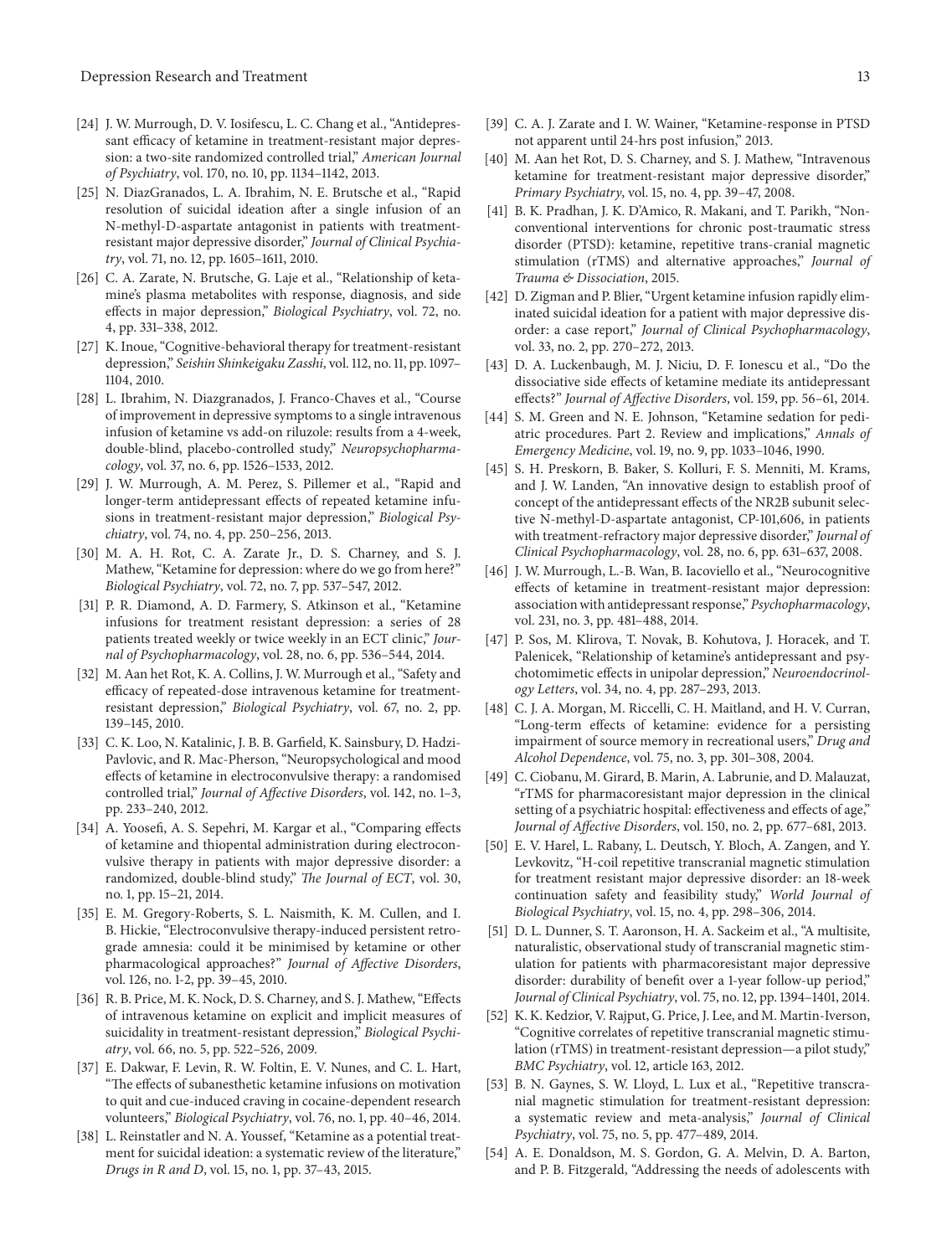[24] J. W. Murrough, D. V. Iosifescu, L. C. Chang et al., "Antidepressant efficacy of ketamine in treatment-resistant major depression: a two-site randomized controlled trial," *American Journal of Psychiatry*, vol. 170, no. 10, pp. 1134–1142, 2013.

[25] N. DiazGranados, L. A. Ibrahim, N. E. Brutsche et al., "Rapid resolution of suicidal ideation after a single infusion of an N-methyl-D-aspartate antagonist in patients with treatment-resistant major depressive disorder," *Journal of Clinical Psychiatry*, vol. 71, no. 12, pp. 1605–1611, 2010.

[26] C. A. Zarate, N. Brutsche, G. Laje et al., "Relationship of ketamine's plasma metabolites with response, diagnosis, and side effects in major depression," *Biological Psychiatry*, vol. 72, no. 4, pp. 331–338, 2012.

[27] K. Inoue, "Cognitive-behavioral therapy for treatment-resistant depression," *Seishin Shinkeigaku Zasshi*, vol. 112, no. 11, pp. 1097–1104, 2010.

[28] L. Ibrahim, N. Diazgranados, J. Franco-Chaves et al., "Course of improvement in depressive symptoms to a single intravenous infusion of ketamine vs add-on riluzole: results from a 4-week, double-blind, placebo-controlled study," *Neuropsychopharmacology*, vol. 37, no. 6, pp. 1526–1533, 2012.

[29] J. W. Murrough, A. M. Perez, S. Pillemer et al., "Rapid and longer-term antidepressant effects of repeated ketamine infusions in treatment-resistant major depression," *Biological Psychiatry*, vol. 74, no. 4, pp. 250–256, 2013.

[30] M. A. H. Rot, C. A. Zarate Jr., D. S. Charney, and S. J. Mathew, "Ketamine for depression: where do we go from here?" *Biological Psychiatry*, vol. 72, no. 7, pp. 537–547, 2012.

[31] P. R. Diamond, A. D. Farmery, S. Atkinson et al., "Ketamine infusions for treatment resistant depression: a series of 28 patients treated weekly or twice weekly in an ECT clinic," *Journal of Psychopharmacology*, vol. 28, no. 6, pp. 536–544, 2014.

[32] M. Aan het Rot, K. A. Collins, J. W. Murrough et al., "Safety and efficacy of repeated-dose intravenous ketamine for treatment-resistant depression," *Biological Psychiatry*, vol. 67, no. 2, pp. 139–145, 2010.

[33] C. K. Loo, N. Katalinic, J. B. B. Garfield, K. Sainsbury, D. Hadzi-Pavlovic, and R. Mac-Pherson, "Neuropsychological and mood effects of ketamine in electroconvulsive therapy: a randomised controlled trial," *Journal of Affective Disorders*, vol. 142, no. 1–3, pp. 233–240, 2012.

[34] A. Yoosefi, A. S. Sepehri, M. Kargar et al., "Comparing effects of ketamine and thiopental administration during electroconvulsive therapy in patients with major depressive disorder: a randomized, double-blind study," *The Journal of ECT*, vol. 30, no. 1, pp. 15–21, 2014.

[35] E. M. Gregory-Roberts, S. L. Naismith, K. M. Cullen, and I. B. Hickie, "Electroconvulsive therapy-induced persistent retrograde amnesia: could it be minimised by ketamine or other pharmacological approaches?" *Journal of Affective Disorders*, vol. 126, no. 1-2, pp. 39–45, 2010.

[36] R. B. Price, M. K. Nock, D. S. Charney, and S. J. Mathew, "Effects of intravenous ketamine on explicit and implicit measures of suicidality in treatment-resistant depression," *Biological Psychiatry*, vol. 66, no. 5, pp. 522–526, 2009.

[37] E. Dakwar, F. Levin, R. W. Foltin, E. V. Nunes, and C. L. Hart, "The effects of subanesthetic ketamine infusions on motivation to quit and cue-induced craving in cocaine-dependent research volunteers," *Biological Psychiatry*, vol. 76, no. 1, pp. 40–46, 2014.

[38] L. Reinstatler and N. A. Youssef, "Ketamine as a potential treatment for suicidal ideation: a systematic review of the literature," *Drugs in R and D*, vol. 15, no. 1, pp. 37–43, 2015.

[39] C. A. J. Zarate and I. W. Wainer, "Ketamine-response in PTSD not apparent until 24-hrs post infusion," 2013.

[40] M. Aan het Rot, D. S. Charney, and S. J. Mathew, "Intravenous ketamine for treatment-resistant major depressive disorder," *Primary Psychiatry*, vol. 15, no. 4, pp. 39–47, 2008.

[41] B. K. Pradhan, J. K. D'Amico, R. Makani, and T. Parikh, "Non-conventional interventions for chronic post-traumatic stress disorder (PTSD): ketamine, repetitive trans-cranial magnetic stimulation (rTMS) and alternative approaches," *Journal of Trauma & Dissociation*, 2015.

[42] D. Zigman and P. Blier, "Urgent ketamine infusion rapidly eliminated suicidal ideation for a patient with major depressive disorder: a case report," *Journal of Clinical Psychopharmacology*, vol. 33, no. 2, pp. 270–272, 2013.

[43] D. A. Luckenbaugh, M. J. Niciu, D. F. Ionescu et al., "Do the dissociative side effects of ketamine mediate its antidepressant effects?" *Journal of Affective Disorders*, vol. 159, pp. 56–61, 2014.

[44] S. M. Green and N. E. Johnson, "Ketamine sedation for pediatric procedures. Part 2. Review and implications," *Annals of Emergency Medicine*, vol. 19, no. 9, pp. 1033–1046, 1990.

[45] S. H. Preskorn, B. Baker, S. Kolluri, F. S. Menniti, M. Krams, and J. W. Landen, "An innovative design to establish proof of concept of the antidepressant effects of the NR2B subunit selective N-methyl-D-aspartate antagonist, CP-101,606, in patients with treatment-refractory major depressive disorder," *Journal of Clinical Psychopharmacology*, vol. 28, no. 6, pp. 631–637, 2008.

[46] J. W. Murrough, L.-B. Wan, B. Iacoviello et al., "Neurocognitive effects of ketamine in treatment-resistant major depression: association with antidepressant response," *Psychopharmacology*, vol. 231, no. 3, pp. 481–488, 2014.

[47] P. Sos, M. Klirova, T. Novak, B. Kohutova, J. Horacek, and T. Palenicek, "Relationship of ketamine's antidepressant and psychotomimetic effects in unipolar depression," *Neuroendocrinology Letters*, vol. 34, no. 4, pp. 287–293, 2013.

[48] C. J. A. Morgan, M. Riccelli, C. H. Maitland, and H. V. Curran, "Long-term effects of ketamine: evidence for a persisting impairment of source memory in recreational users," *Drug and Alcohol Dependence*, vol. 75, no. 3, pp. 301–308, 2004.

[49] C. Ciobanu, M. Girard, B. Marin, A. Labrunie, and D. Malauzat, "rTMS for pharmacoresistant major depression in the clinical setting of a psychiatric hospital: effectiveness and effects of age," *Journal of Affective Disorders*, vol. 150, no. 2, pp. 677–681, 2013.

[50] E. V. Harel, L. Rabany, L. Deutsch, Y. Bloch, A. Zangen, and Y. Levkovitz, "H-coil repetitive transcranial magnetic stimulation for treatment resistant major depressive disorder: an 18-week continuation safety and feasibility study," *World Journal of Biological Psychiatry*, vol. 15, no. 4, pp. 298–306, 2014.

[51] D. L. Dunner, S. T. Aaronson, H. A. Sackeim et al., "A multisite, naturalistic, observational study of transcranial magnetic stimulation for patients with pharmacoresistant major depressive disorder: durability of benefit over a 1-year follow-up period," *Journal of Clinical Psychiatry*, vol. 75, no. 12, pp. 1394–1401, 2014.

[52] K. K. Kedzior, V. Rajput, G. Price, J. Lee, and M. Martin-Iverson, "Cognitive correlates of repetitive transcranial magnetic stimulation (rTMS) in treatment-resistant depression—a pilot study," *BMC Psychiatry*, vol. 12, article 163, 2012.

[53] B. N. Gaynes, S. W. Lloyd, L. Lux et al., "Repetitive transcranial magnetic stimulation for treatment-resistant depression: a systematic review and meta-analysis," *Journal of Clinical Psychiatry*, vol. 75, no. 5, pp. 477–489, 2014.

[54] A. E. Donaldson, M. S. Gordon, G. A. Melvin, D. A. Barton, and P. B. Fitzgerald, "Addressing the needs of adolescents with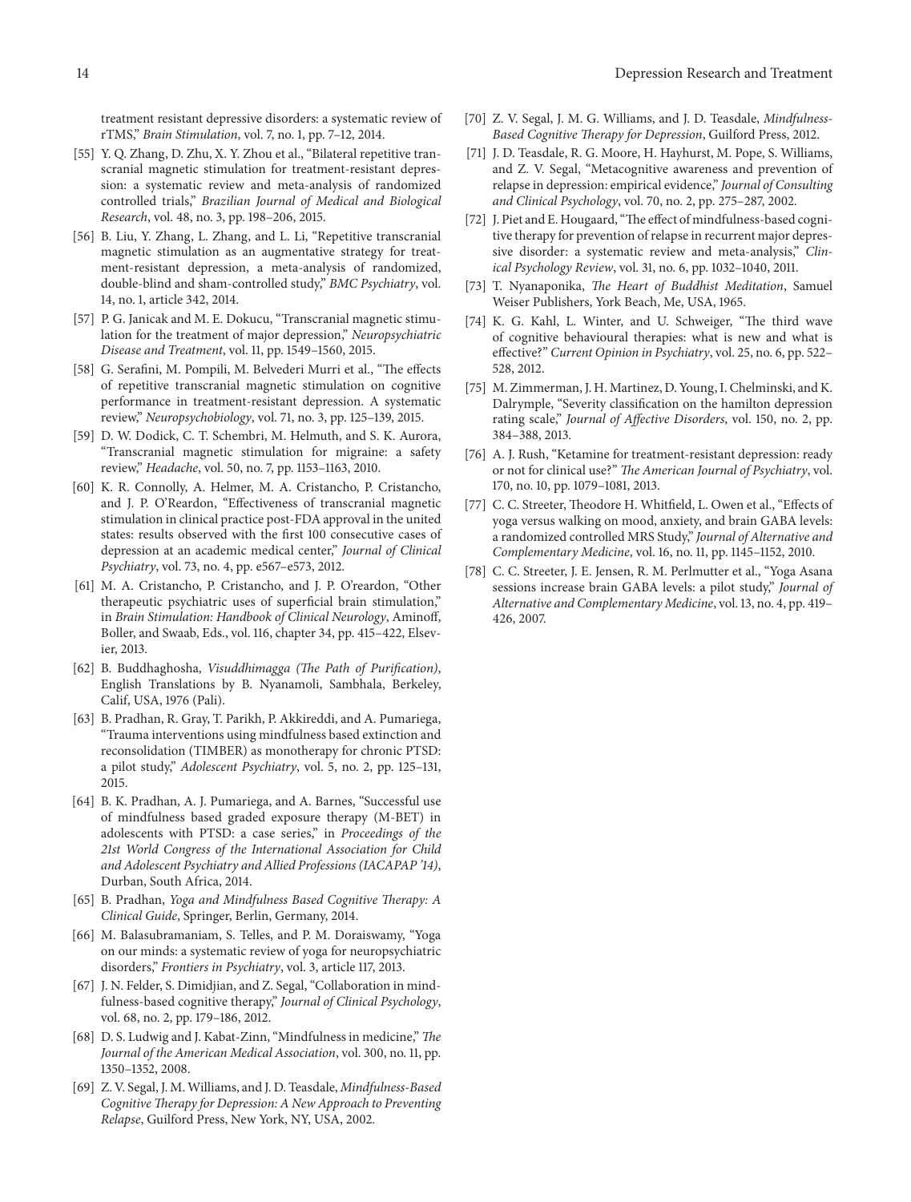treatment resistant depressive disorders: a systematic review of rTMS," *Brain Stimulation*, vol. 7, no. 1, pp. 7–12, 2014.

[55] Y. Q. Zhang, D. Zhu, X. Y. Zhou et al., "Bilateral repetitive transcranial magnetic stimulation for treatment-resistant depression: a systematic review and meta-analysis of randomized controlled trials," *Brazilian Journal of Medical and Biological Research*, vol. 48, no. 3, pp. 198–206, 2015.

[56] B. Liu, Y. Zhang, L. Zhang, and L. Li, "Repetitive transcranial magnetic stimulation as an augmentative strategy for treatment-resistant depression, a meta-analysis of randomized, double-blind and sham-controlled study," *BMC Psychiatry*, vol. 14, no. 1, article 342, 2014.

[57] P. G. Janicak and M. E. Dokucu, "Transcranial magnetic stimulation for the treatment of major depression," *Neuropsychiatric Disease and Treatment*, vol. 11, pp. 1549–1560, 2015.

[58] G. Serafini, M. Pompili, M. Belvederi Murri et al., "The effects of repetitive transcranial magnetic stimulation on cognitive performance in treatment-resistant depression. A systematic review," *Neuropsychobiology*, vol. 71, no. 3, pp. 125–139, 2015.

[59] D. W. Dodick, C. T. Schembri, M. Helmuth, and S. K. Aurora, "Transcranial magnetic stimulation for migraine: a safety review," *Headache*, vol. 50, no. 7, pp. 1153–1163, 2010.

[60] K. R. Connolly, A. Helmer, M. A. Cristancho, P. Cristancho, and J. P. O'Reardon, "Effectiveness of transcranial magnetic stimulation in clinical practice post-FDA approval in the united states: results observed with the first 100 consecutive cases of depression at an academic medical center," *Journal of Clinical Psychiatry*, vol. 73, no. 4, pp. e567–e573, 2012.

[61] M. A. Cristancho, P. Cristancho, and J. P. O'reardon, "Other therapeutic psychiatric uses of superficial brain stimulation," in *Brain Stimulation: Handbook of Clinical Neurology*, Aminoff, Boller, and Swaab, Eds., vol. 116, chapter 34, pp. 415–422, Elsevier, 2013.

[62] B. Buddhaghosha, *Visuddhimagga (The Path of Purification)*, English Translations by B. Nyanamoli, Sambhala, Berkeley, Calif, USA, 1976 (Pali).

[63] B. Pradhan, R. Gray, T. Parikh, P. Akkireddi, and A. Pumariega, "Trauma interventions using mindfulness based extinction and reconsolidation (TIMBER) as monotherapy for chronic PTSD: a pilot study," *Adolescent Psychiatry*, vol. 5, no. 2, pp. 125–131, 2015.

[64] B. K. Pradhan, A. J. Pumariega, and A. Barnes, "Successful use of mindfulness based graded exposure therapy (M-BET) in adolescents with PTSD: a case series," in *Proceedings of the 21st World Congress of the International Association for Child and Adolescent Psychiatry and Allied Professions (IACAPAP '14)*, Durban, South Africa, 2014.

[65] B. Pradhan, *Yoga and Mindfulness Based Cognitive Therapy: A Clinical Guide*, Springer, Berlin, Germany, 2014.

[66] M. Balasubramaniam, S. Telles, and P. M. Doraiswamy, "Yoga on our minds: a systematic review of yoga for neuropsychiatric disorders," *Frontiers in Psychiatry*, vol. 3, article 117, 2013.

[67] J. N. Felder, S. Dimidjian, and Z. Segal, "Collaboration in mindfulness-based cognitive therapy," *Journal of Clinical Psychology*, vol. 68, no. 2, pp. 179–186, 2012.

[68] D. S. Ludwig and J. Kabat-Zinn, "Mindfulness in medicine," *The Journal of the American Medical Association*, vol. 300, no. 11, pp. 1350–1352, 2008.

[69] Z. V. Segal, J. M. Williams, and J. D. Teasdale, *Mindfulness-Based Cognitive Therapy for Depression: A New Approach to Preventing Relapse*, Guilford Press, New York, NY, USA, 2002.

[70] Z. V. Segal, J. M. G. Williams, and J. D. Teasdale, *Mindfulness-Based Cognitive Therapy for Depression*, Guilford Press, 2012.

[71] J. D. Teasdale, R. G. Moore, H. Hayhurst, M. Pope, S. Williams, and Z. V. Segal, "Metacognitive awareness and prevention of relapse in depression: empirical evidence," *Journal of Consulting and Clinical Psychology*, vol. 70, no. 2, pp. 275–287, 2002.

[72] J. Piet and E. Hougaard, "The effect of mindfulness-based cognitive therapy for prevention of relapse in recurrent major depressive disorder: a systematic review and meta-analysis," *Clinical Psychology Review*, vol. 31, no. 6, pp. 1032–1040, 2011.

[73] T. Nyanaponika, *The Heart of Buddhist Meditation*, Samuel Weiser Publishers, York Beach, Me, USA, 1965.

[74] K. G. Kahl, L. Winter, and U. Schweiger, "The third wave of cognitive behavioural therapies: what is new and what is effective?" *Current Opinion in Psychiatry*, vol. 25, no. 6, pp. 522–528, 2012.

[75] M. Zimmerman, J. H. Martinez, D. Young, I. Chelminski, and K. Dalrymple, "Severity classification on the hamilton depression rating scale," *Journal of Affective Disorders*, vol. 150, no. 2, pp. 384–388, 2013.

[76] A. J. Rush, "Ketamine for treatment-resistant depression: ready or not for clinical use?" *The American Journal of Psychiatry*, vol. 170, no. 10, pp. 1079–1081, 2013.

[77] C. C. Streeter, Theodore H. Whitfield, L. Owen et al., "Effects of yoga versus walking on mood, anxiety, and brain GABA levels: a randomized controlled MRS Study," *Journal of Alternative and Complementary Medicine*, vol. 16, no. 11, pp. 1145–1152, 2010.

[78] C. C. Streeter, J. E. Jensen, R. M. Perlmutter et al., "Yoga Asana sessions increase brain GABA levels: a pilot study," *Journal of Alternative and Complementary Medicine*, vol. 13, no. 4, pp. 419–426, 2007.